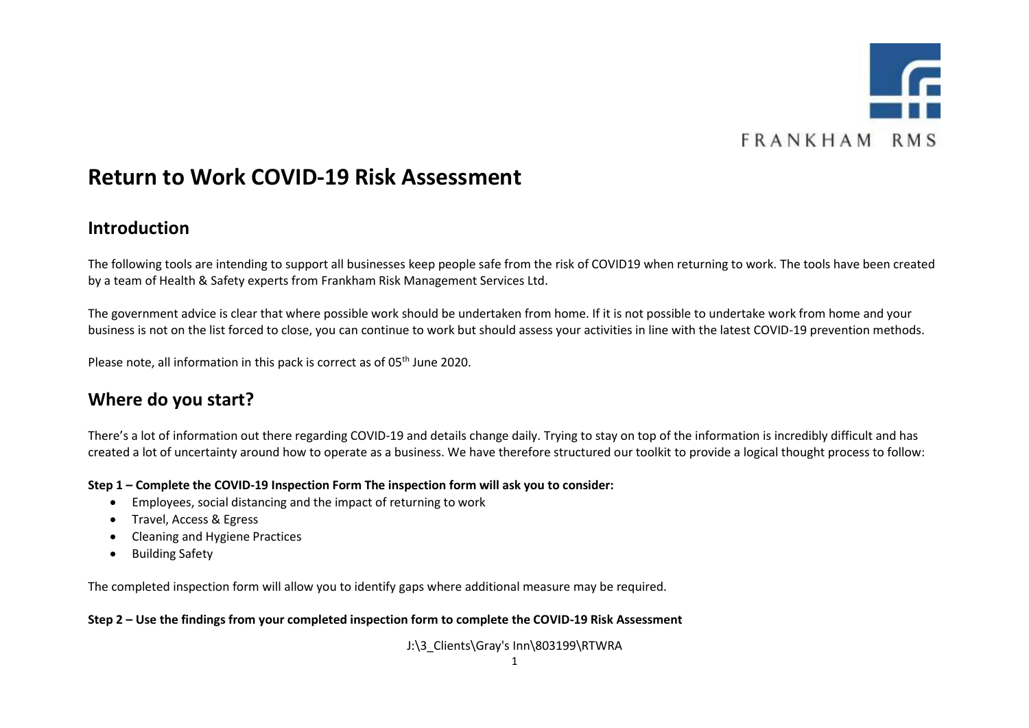FRANKHAM RMS

# Return to Work COVID-19 Risk Assessment

## Introduction

The following tools are intending to support all businesses keep people safe from the risk of COVID19 when returning to work. The tools have been created by a team of Health & Safety experts from Frankham Risk Management Services Ltd.

The government advice is clear that where possible work should be undertaken from home. If it is not possible to undertake work from home and your business is not on the list forced to close, you can continue to work but should assess your activities in line with the latest COVID-19 prevention methods.

Please note, all information in this pack is correct as of 05th June 2020.

## Where do you start?

There's a lot of information out there regarding COVID-19 and details change daily. Trying to stay on top of the information is incredibly difficult and has created a lot of uncertainty around how to operate as a business. We have therefore structured our toolkit to provide a logical thought process to follow:

**Step 1 – Complete the COVID-19 Inspection Form The inspection form will ask you to consider:**

- Employees, social distancing and the impact of returning to work
- Travel, Access & Egress
- Cleaning and Hygiene Practices
- Building Safety

The completed inspection form will allow you to identify gaps where additional measure may be required.

**Step 2 – Use the findings from your completed inspection form to complete the COVID-19 Risk Assessment**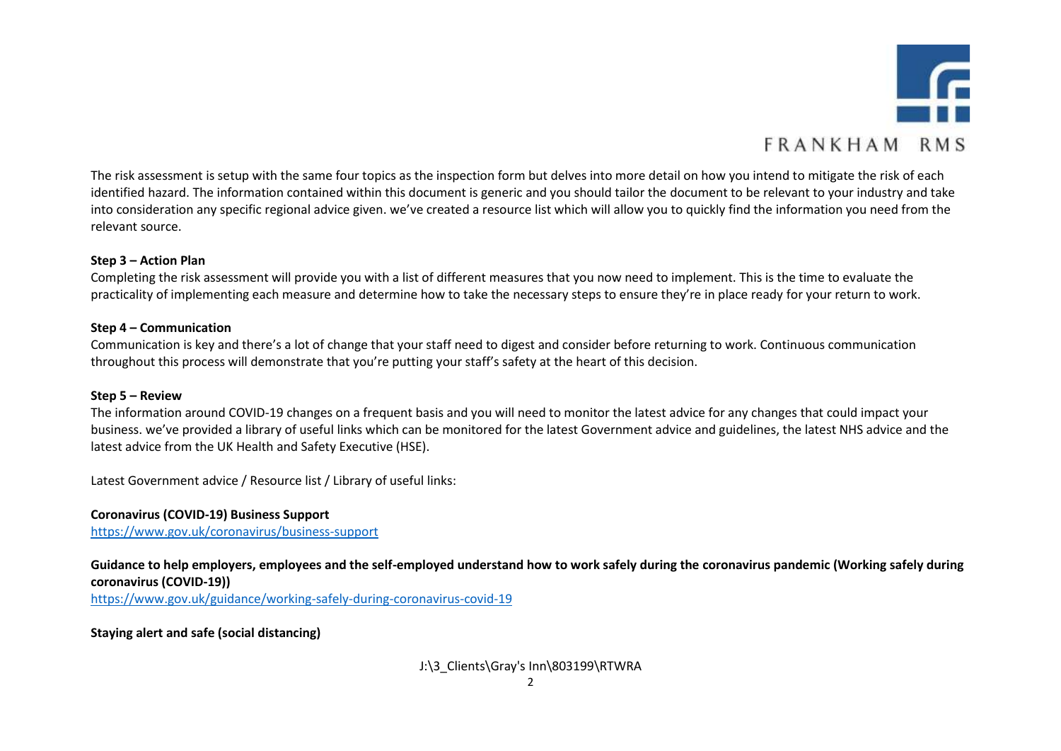The risk assessment is setup with the same four topics as the inspection form but delves into more detail on how you intend to mitigate the risk of each identified hazard. The information contained within this document is generic and you should tailor the document to be relevant to your industry and take into consideration any specific regional advice given. we've created a resource list which will allow you to quickly find the information you need from the relevant source.

**Step 3 – Action Plan**
Completing the risk assessment will provide you with a list of different measures that you now need to implement. This is the time to evaluate the practicality of implementing each measure and determine how to take the necessary steps to ensure they're in place ready for your return to work.

**Step 4 – Communication**
Communication is key and there's a lot of change that your staff need to digest and consider before returning to work. Continuous communication throughout this process will demonstrate that you're putting your staff's safety at the heart of this decision.

**Step 5 – Review**
The information around COVID-19 changes on a frequent basis and you will need to monitor the latest advice for any changes that could impact your business. we've provided a library of useful links which can be monitored for the latest Government advice and guidelines, the latest NHS advice and the latest advice from the UK Health and Safety Executive (HSE).

Latest Government advice / Resource list / Library of useful links:

**Coronavirus (COVID-19) Business Support**
https://www.gov.uk/coronavirus/business-support

**Guidance to help employers, employees and the self-employed understand how to work safely during the coronavirus pandemic (Working safely during coronavirus (COVID-19))**
https://www.gov.uk/guidance/working-safely-during-coronavirus-covid-19

**Staying alert and safe (social distancing)**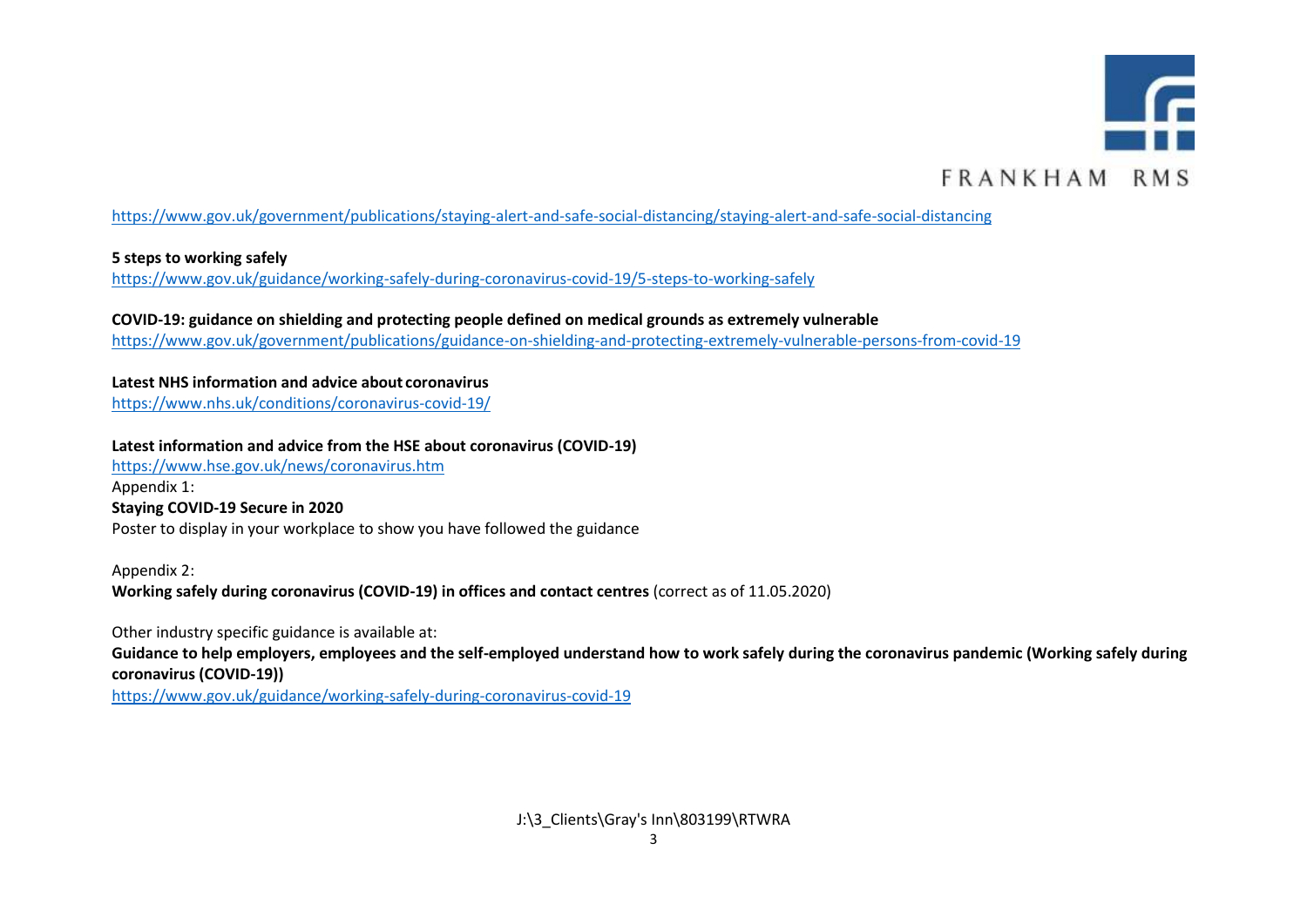https://www.gov.uk/government/publications/staying-alert-and-safe-social-distancing/staying-alert-and-safe-social-distancing

**5 steps to working safely**
https://www.gov.uk/guidance/working-safely-during-coronavirus-covid-19/5-steps-to-working-safely

**COVID-19: guidance on shielding and protecting people defined on medical grounds as extremely vulnerable**
https://www.gov.uk/government/publications/guidance-on-shielding-and-protecting-extremely-vulnerable-persons-from-covid-19

**Latest NHS information and advice about coronavirus**
https://www.nhs.uk/conditions/coronavirus-covid-19/

**Latest information and advice from the HSE about coronavirus (COVID-19)**
https://www.hse.gov.uk/news/coronavirus.htm
Appendix 1:
**Staying COVID-19 Secure in 2020**
Poster to display in your workplace to show you have followed the guidance

Appendix 2:
**Working safely during coronavirus (COVID-19) in offices and contact centres** (correct as of 11.05.2020)

Other industry specific guidance is available at:
**Guidance to help employers, employees and the self-employed understand how to work safely during the coronavirus pandemic (Working safely during coronavirus (COVID-19))**
https://www.gov.uk/guidance/working-safely-during-coronavirus-covid-19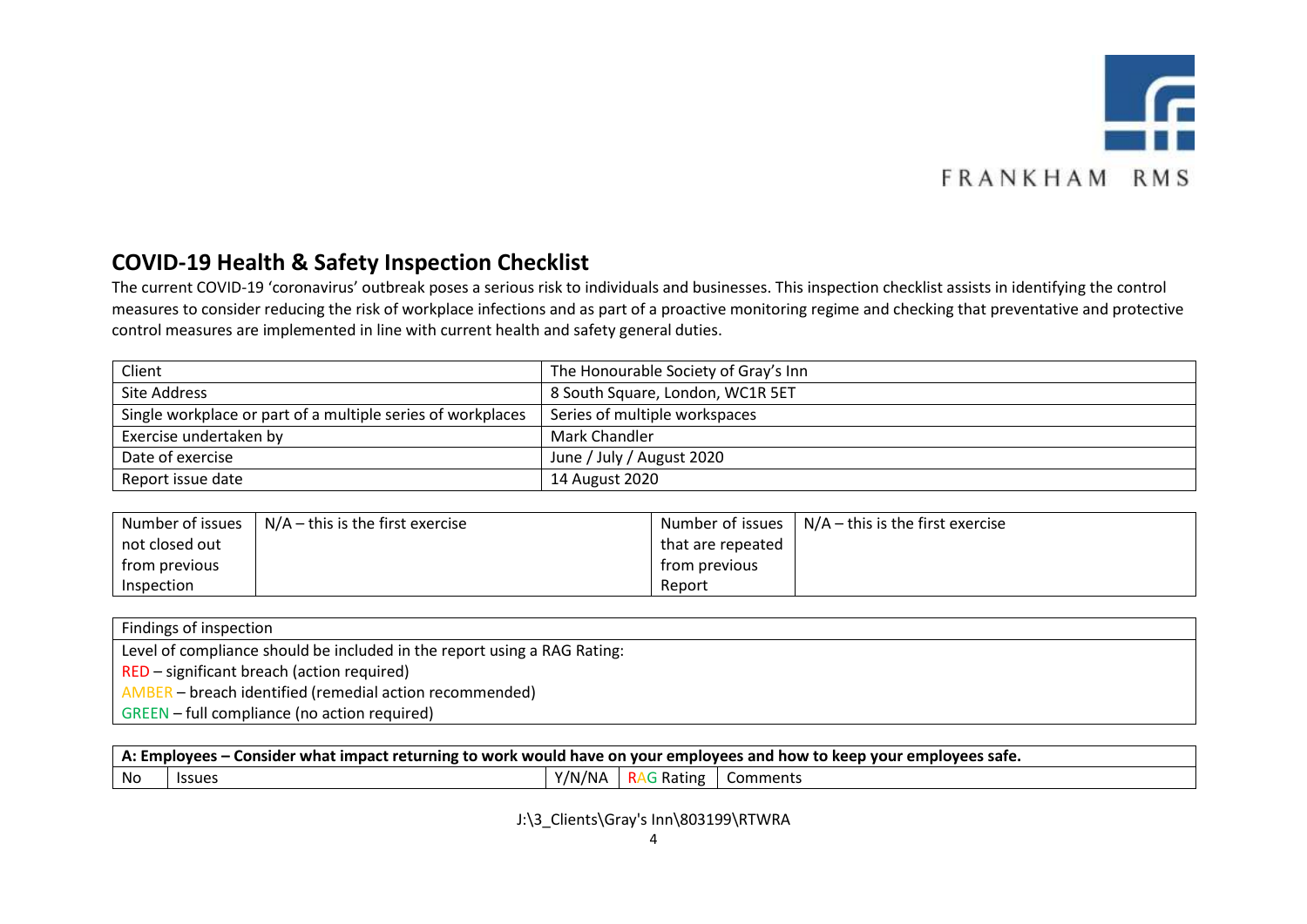FRANKHAM RMS

## COVID-19 Health & Safety Inspection Checklist

The current COVID-19 'coronavirus' outbreak poses a serious risk to individuals and businesses. This inspection checklist assists in identifying the control measures to consider reducing the risk of workplace infections and as part of a proactive monitoring regime and checking that preventative and protective control measures are implemented in line with current health and safety general duties.

| | |
|---|---|
| Client | The Honourable Society of Gray's Inn |
| Site Address | 8 South Square, London, WC1R 5ET |
| Single workplace or part of a multiple series of workplaces | Series of multiple workspaces |
| Exercise undertaken by | Mark Chandler |
| Date of exercise | June / July / August 2020 |
| Report issue date | 14 August 2020 |

| | | | |
|---|---|---|---|
| Number of issues not closed out from previous Inspection | N/A – this is the first exercise | Number of issues that are repeated from previous Report | N/A – this is the first exercise |

| Findings of inspection |
|---|
| Level of compliance should be included in the report using a RAG Rating:<br>RED – significant breach (action required)<br>AMBER – breach identified (remedial action recommended)<br>GREEN – full compliance (no action required) |

| **A: Employees – Consider what impact returning to work would have on your employees and how to keep your employees safe.** | | | | |
|---|---|---|---|---|
| No | Issues | Y/N/NA | RAG Rating | Comments |

J:\3_Clients\Gray's Inn\803199\RTWRA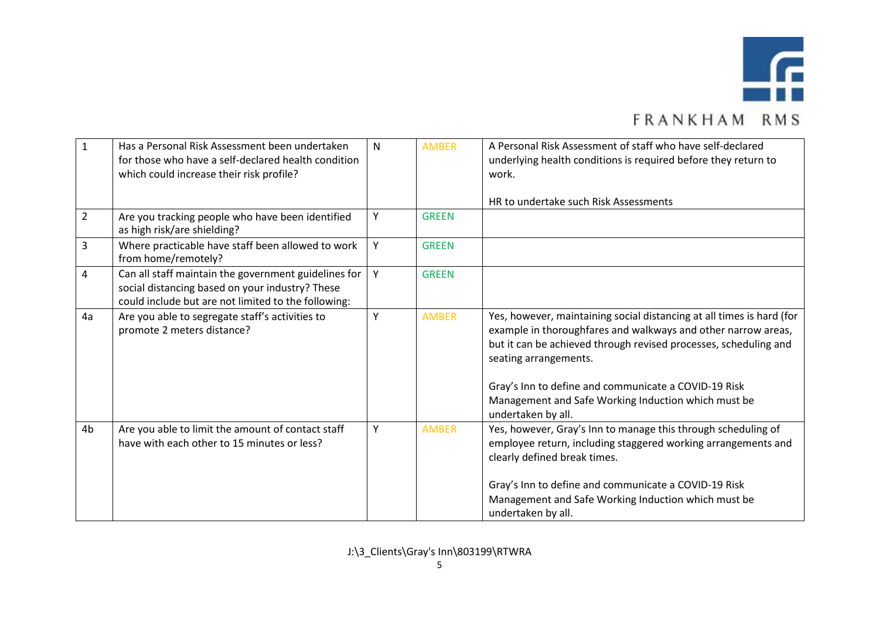| | | | | |
|---|---|---|---|---|
| 1 | Has a Personal Risk Assessment been undertaken for those who have a self-declared health condition which could increase their risk profile? | N | AMBER | A Personal Risk Assessment of staff who have self-declared underlying health conditions is required before they return to work.<br><br>HR to undertake such Risk Assessments |
| 2 | Are you tracking people who have been identified as high risk/are shielding? | Y | GREEN | |
| 3 | Where practicable have staff been allowed to work from home/remotely? | Y | GREEN | |
| 4 | Can all staff maintain the government guidelines for social distancing based on your industry? These could include but are not limited to the following: | Y | GREEN | |
| 4a | Are you able to segregate staff's activities to promote 2 meters distance? | Y | AMBER | Yes, however, maintaining social distancing at all times is hard (for example in thoroughfares and walkways and other narrow areas, but it can be achieved through revised processes, scheduling and seating arrangements.<br><br>Gray's Inn to define and communicate a COVID-19 Risk Management and Safe Working Induction which must be undertaken by all. |
| 4b | Are you able to limit the amount of contact staff have with each other to 15 minutes or less? | Y | AMBER | Yes, however, Gray's Inn to manage this through scheduling of employee return, including staggered working arrangements and clearly defined break times.<br><br>Gray's Inn to define and communicate a COVID-19 Risk Management and Safe Working Induction which must be undertaken by all. |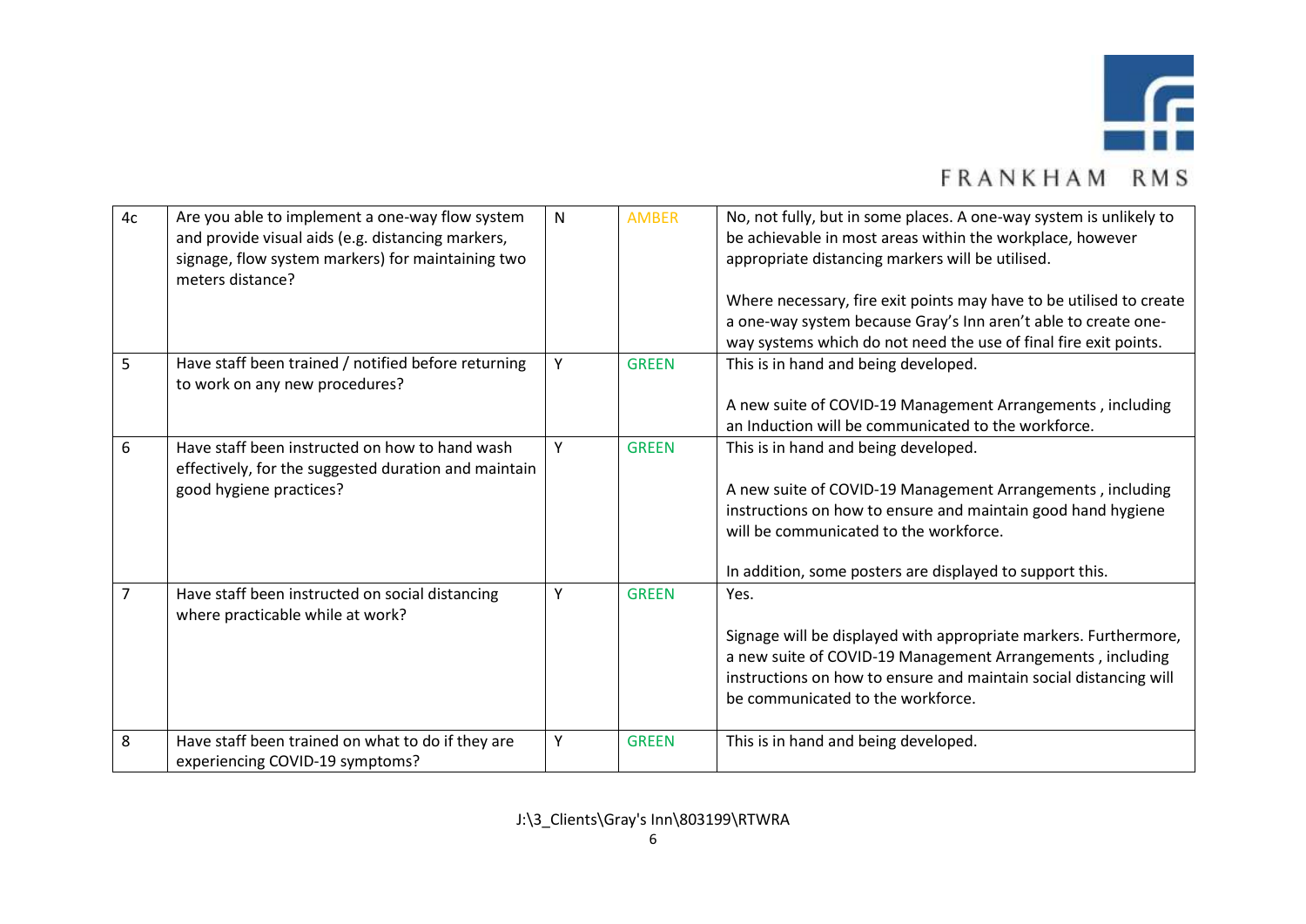| 4c | Are you able to implement a one-way flow system and provide visual aids (e.g. distancing markers, signage, flow system markers) for maintaining two meters distance? | N | AMBER | No, not fully, but in some places. A one-way system is unlikely to be achievable in most areas within the workplace, however appropriate distancing markers will be utilised.<br><br>Where necessary, fire exit points may have to be utilised to create a one-way system because Gray's Inn aren't able to create one-way systems which do not need the use of final fire exit points. |
|---|---|---|---|---|
| 5 | Have staff been trained / notified before returning to work on any new procedures? | Y | GREEN | This is in hand and being developed.<br><br>A new suite of COVID-19 Management Arrangements , including an Induction will be communicated to the workforce. |
| 6 | Have staff been instructed on how to hand wash effectively, for the suggested duration and maintain good hygiene practices? | Y | GREEN | This is in hand and being developed.<br><br>A new suite of COVID-19 Management Arrangements , including instructions on how to ensure and maintain good hand hygiene will be communicated to the workforce.<br><br>In addition, some posters are displayed to support this. |
| 7 | Have staff been instructed on social distancing where practicable while at work? | Y | GREEN | Yes.<br><br>Signage will be displayed with appropriate markers. Furthermore, a new suite of COVID-19 Management Arrangements , including instructions on how to ensure and maintain social distancing will be communicated to the workforce. |
| 8 | Have staff been trained on what to do if they are experiencing COVID-19 symptoms? | Y | GREEN | This is in hand and being developed. |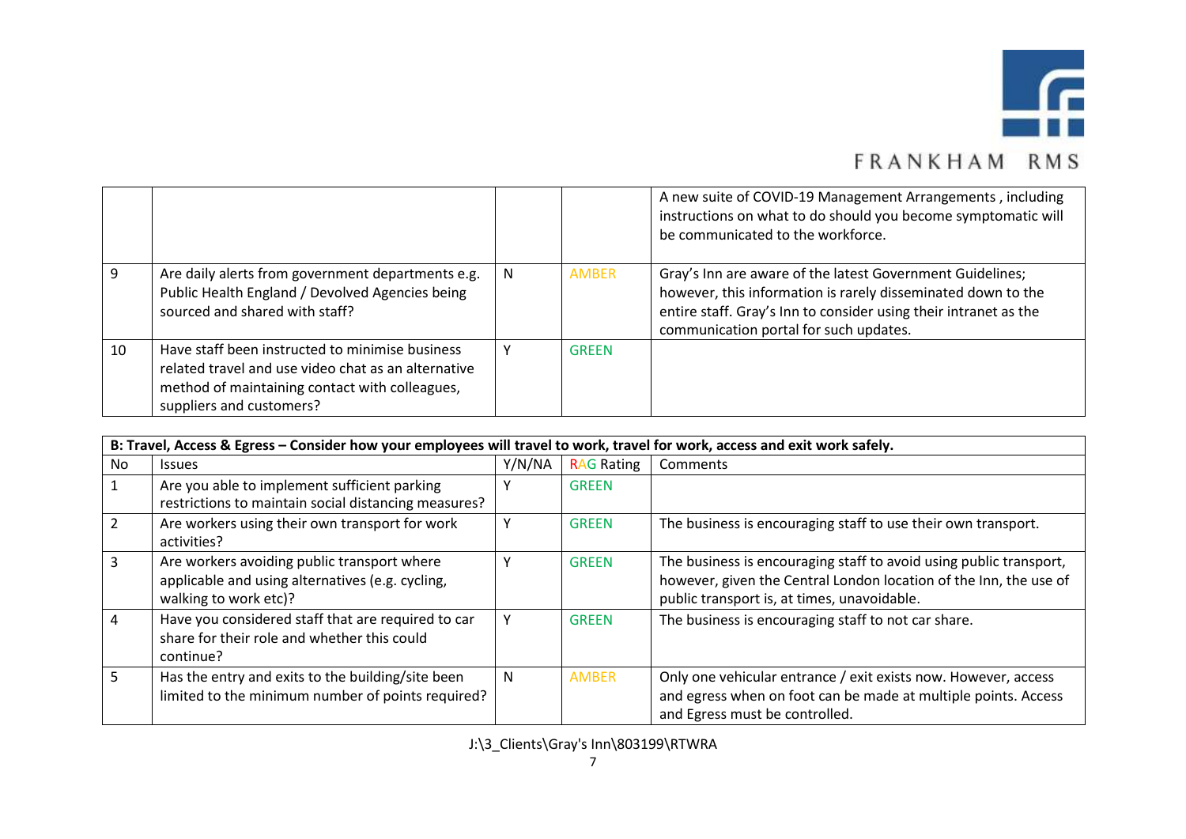|  |  |  |  | A new suite of COVID-19 Management Arrangements , including instructions on what to do should you become symptomatic will be communicated to the workforce. |
|---|---|---|---|---|
| 9 | Are daily alerts from government departments e.g. Public Health England / Devolved Agencies being sourced and shared with staff? | N | AMBER | Gray's Inn are aware of the latest Government Guidelines; however, this information is rarely disseminated down to the entire staff. Gray's Inn to consider using their intranet as the communication portal for such updates. |
| 10 | Have staff been instructed to minimise business related travel and use video chat as an alternative method of maintaining contact with colleagues, suppliers and customers? | Y | GREEN |  |

| **B: Travel, Access & Egress – Consider how your employees will travel to work, travel for work, access and exit work safely.** | | | | |
|---|---|---|---|---|
| No | Issues | Y/N/NA | RAG Rating | Comments |
| 1 | Are you able to implement sufficient parking restrictions to maintain social distancing measures? | Y | GREEN |  |
| 2 | Are workers using their own transport for work activities? | Y | GREEN | The business is encouraging staff to use their own transport. |
| 3 | Are workers avoiding public transport where applicable and using alternatives (e.g. cycling, walking to work etc)? | Y | GREEN | The business is encouraging staff to avoid using public transport, however, given the Central London location of the Inn, the use of public transport is, at times, unavoidable. |
| 4 | Have you considered staff that are required to car share for their role and whether this could continue? | Y | GREEN | The business is encouraging staff to not car share. |
| 5 | Has the entry and exits to the building/site been limited to the minimum number of points required? | N | AMBER | Only one vehicular entrance / exit exists now. However, access and egress when on foot can be made at multiple points. Access and Egress must be controlled. |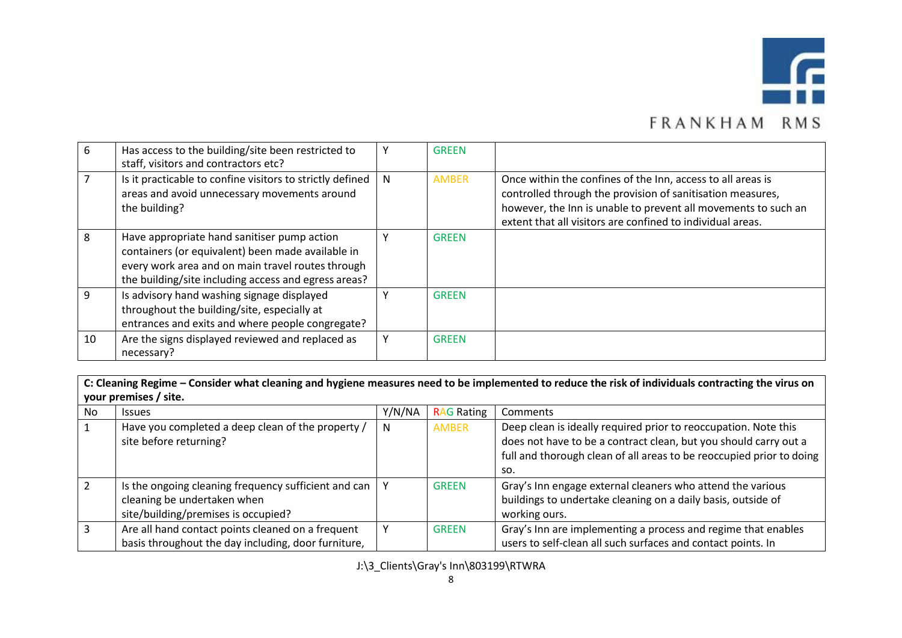| 6 | Has access to the building/site been restricted to staff, visitors and contractors etc? | Y | GREEN | |
|---|---|---|---|---|
| 7 | Is it practicable to confine visitors to strictly defined areas and avoid unnecessary movements around the building? | N | AMBER | Once within the confines of the Inn, access to all areas is controlled through the provision of sanitisation measures, however, the Inn is unable to prevent all movements to such an extent that all visitors are confined to individual areas. |
| 8 | Have appropriate hand sanitiser pump action containers (or equivalent) been made available in every work area and on main travel routes through the building/site including access and egress areas? | Y | GREEN | |
| 9 | Is advisory hand washing signage displayed throughout the building/site, especially at entrances and exits and where people congregate? | Y | GREEN | |
| 10 | Are the signs displayed reviewed and replaced as necessary? | Y | GREEN | |

**C: Cleaning Regime – Consider what cleaning and hygiene measures need to be implemented to reduce the risk of individuals contracting the virus on your premises / site.**

| No | Issues | Y/N/NA | RAG Rating | Comments |
|---|---|---|---|---|
| 1 | Have you completed a deep clean of the property / site before returning? | N | AMBER | Deep clean is ideally required prior to reoccupation. Note this does not have to be a contract clean, but you should carry out a full and thorough clean of all areas to be reoccupied prior to doing so. |
| 2 | Is the ongoing cleaning frequency sufficient and can cleaning be undertaken when site/building/premises is occupied? | Y | GREEN | Gray's Inn engage external cleaners who attend the various buildings to undertake cleaning on a daily basis, outside of working ours. |
| 3 | Are all hand contact points cleaned on a frequent basis throughout the day including, door furniture, | Y | GREEN | Gray's Inn are implementing a process and regime that enables users to self-clean all such surfaces and contact points. In |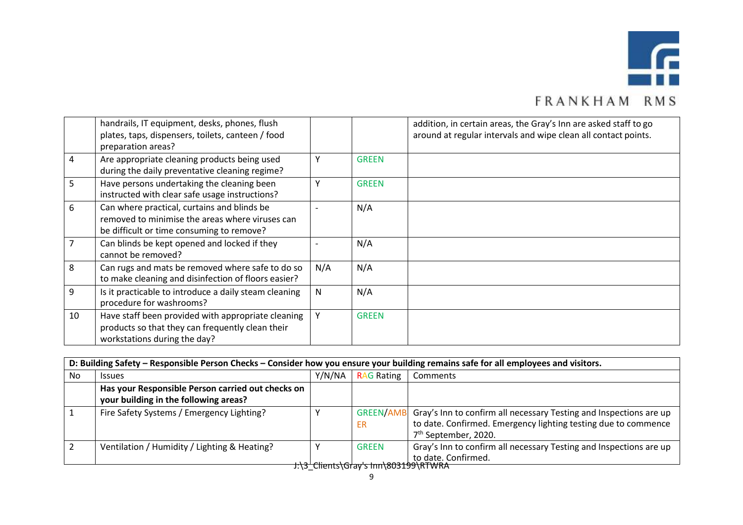|  | Issues | Y/N/NA | RAG Rating | Comments |
|---|---|---|---|---|
|  | handrails, IT equipment, desks, phones, flush plates, taps, dispensers, toilets, canteen / food preparation areas? |  |  | addition, in certain areas, the Gray's Inn are asked staff to go around at regular intervals and wipe clean all contact points. |
| 4 | Are appropriate cleaning products being used during the daily preventative cleaning regime? | Y | GREEN |  |
| 5 | Have persons undertaking the cleaning been instructed with clear safe usage instructions? | Y | GREEN |  |
| 6 | Can where practical, curtains and blinds be removed to minimise the areas where viruses can be difficult or time consuming to remove? | - | N/A |  |
| 7 | Can blinds be kept opened and locked if they cannot be removed? | - | N/A |  |
| 8 | Can rugs and mats be removed where safe to do so to make cleaning and disinfection of floors easier? | N/A | N/A |  |
| 9 | Is it practicable to introduce a daily steam cleaning procedure for washrooms? | N | N/A |  |
| 10 | Have staff been provided with appropriate cleaning products so that they can frequently clean their workstations during the day? | Y | GREEN |  |

**D: Building Safety – Responsible Person Checks – Consider how you ensure your building remains safe for all employees and visitors.**

| No | Issues | Y/N/NA | RAG Rating | Comments |
|---|---|---|---|---|
|  | **Has your Responsible Person carried out checks on your building in the following areas?** |  |  |  |
| 1 | Fire Safety Systems / Emergency Lighting? | Y | GREEN/AMBER | Gray's Inn to confirm all necessary Testing and Inspections are up to date. Confirmed. Emergency lighting testing due to commence 7th September, 2020. |
| 2 | Ventilation / Humidity / Lighting & Heating? | Y | GREEN | Gray's Inn to confirm all necessary Testing and Inspections are up to date. Confirmed. |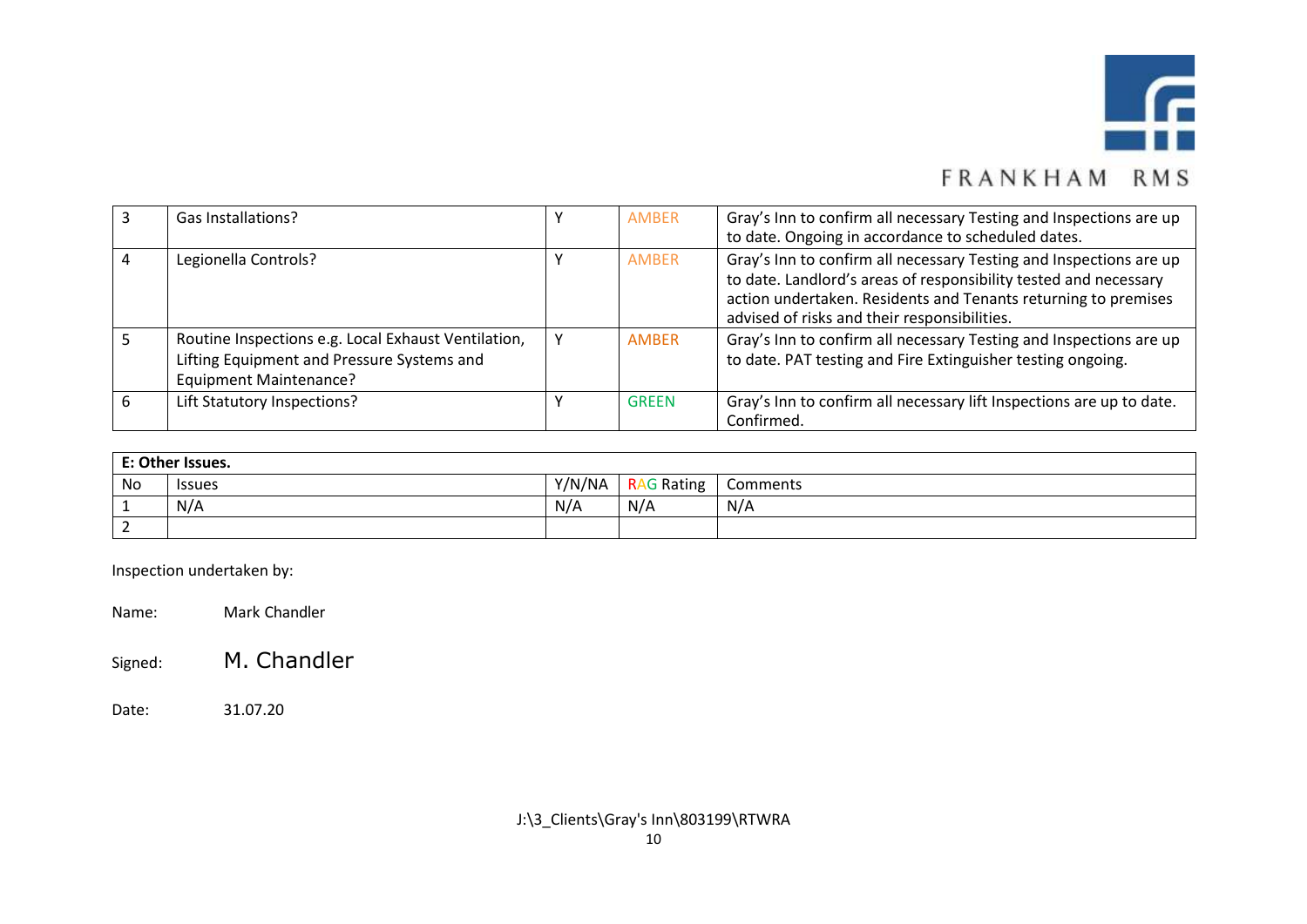| 3 | Gas Installations? | Y | AMBER | Gray's Inn to confirm all necessary Testing and Inspections are up to date. Ongoing in accordance to scheduled dates. |
|---|---|---|---|---|
| 4 | Legionella Controls? | Y | AMBER | Gray's Inn to confirm all necessary Testing and Inspections are up to date. Landlord's areas of responsibility tested and necessary action undertaken. Residents and Tenants returning to premises advised of risks and their responsibilities. |
| 5 | Routine Inspections e.g. Local Exhaust Ventilation, Lifting Equipment and Pressure Systems and Equipment Maintenance? | Y | AMBER | Gray's Inn to confirm all necessary Testing and Inspections are up to date. PAT testing and Fire Extinguisher testing ongoing. |
| 6 | Lift Statutory Inspections? | Y | GREEN | Gray's Inn to confirm all necessary lift Inspections are up to date. Confirmed. |

| **E: Other Issues.** | | | | |
|---|---|---|---|---|
| No | Issues | Y/N/NA | RAG Rating | Comments |
| 1 | N/A | N/A | N/A | N/A |
| 2 | | | | |

Inspection undertaken by:

Name: Mark Chandler

Signed: M. Chandler

Date: 31.07.20

J:\3_Clients\Gray's Inn\803199\RTWRA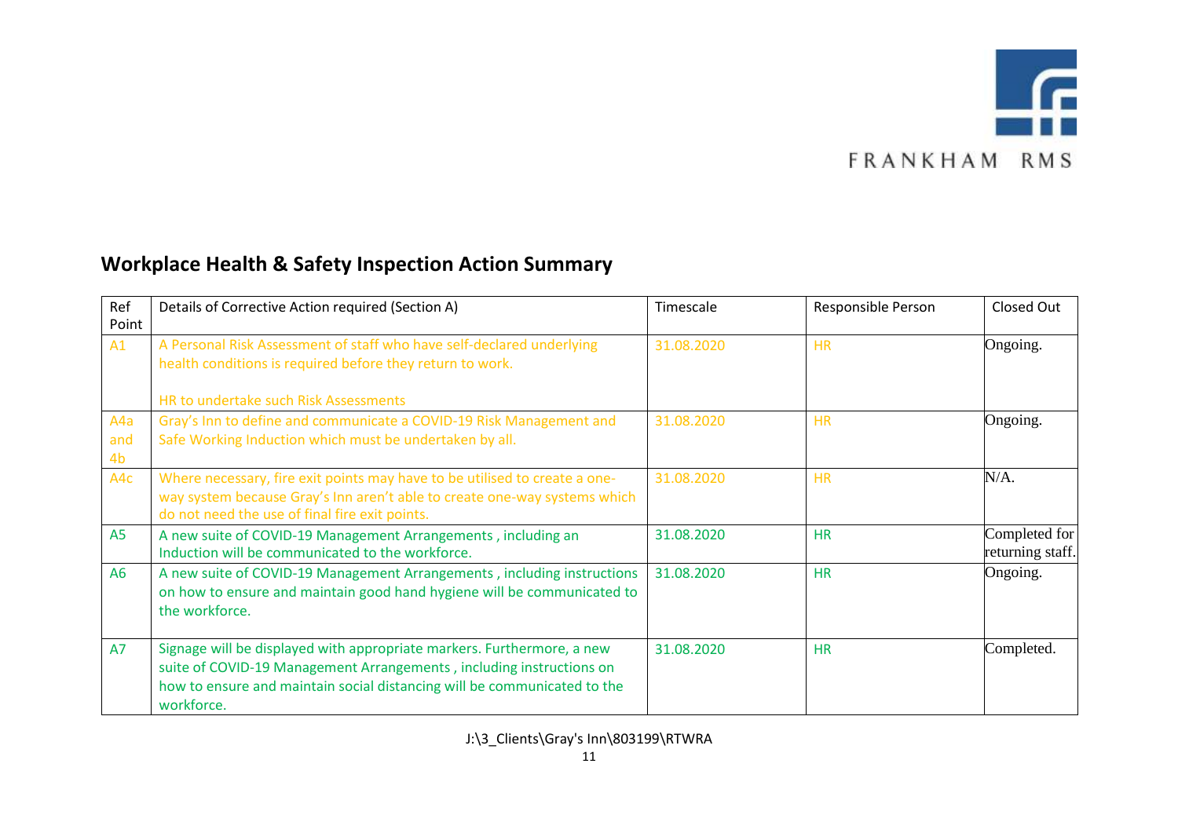FRANKHAM RMS

## Workplace Health & Safety Inspection Action Summary

| Ref Point | Details of Corrective Action required (Section A) | Timescale | Responsible Person | Closed Out |
|---|---|---|---|---|
| A1 | A Personal Risk Assessment of staff who have self-declared underlying health conditions is required before they return to work.<br><br>HR to undertake such Risk Assessments | 31.08.2020 | HR | Ongoing. |
| A4a and 4b | Gray's Inn to define and communicate a COVID-19 Risk Management and Safe Working Induction which must be undertaken by all. | 31.08.2020 | HR | Ongoing. |
| A4c | Where necessary, fire exit points may have to be utilised to create a one-way system because Gray's Inn aren't able to create one-way systems which do not need the use of final fire exit points. | 31.08.2020 | HR | N/A. |
| A5 | A new suite of COVID-19 Management Arrangements , including an Induction will be communicated to the workforce. | 31.08.2020 | HR | Completed for returning staff. |
| A6 | A new suite of COVID-19 Management Arrangements , including instructions on how to ensure and maintain good hand hygiene will be communicated to the workforce. | 31.08.2020 | HR | Ongoing. |
| A7 | Signage will be displayed with appropriate markers. Furthermore, a new suite of COVID-19 Management Arrangements , including instructions on how to ensure and maintain social distancing will be communicated to the workforce. | 31.08.2020 | HR | Completed. |

J:\3_Clients\Gray's Inn\803199\RTWRA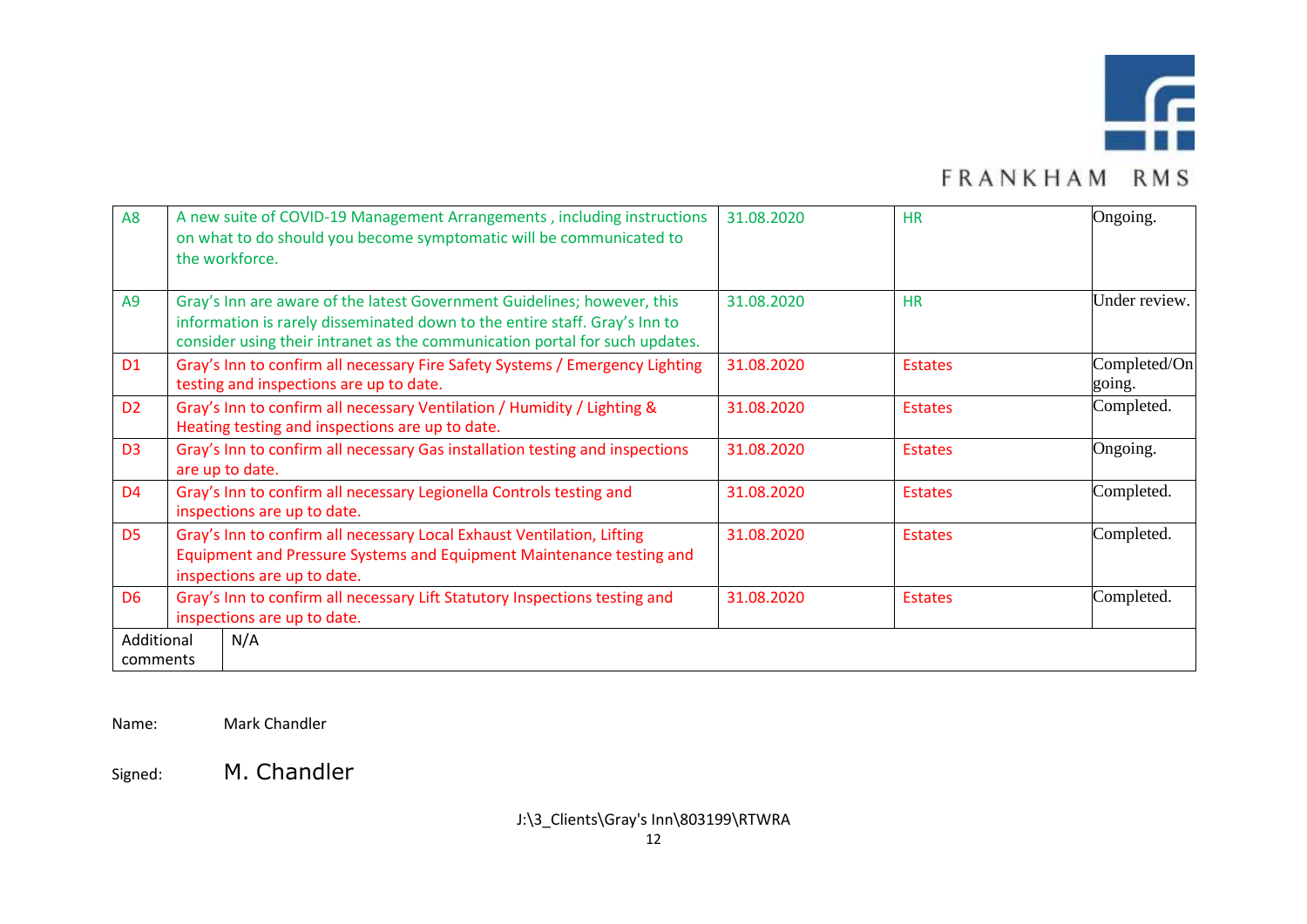| | | | | |
|---|---|---|---|---|
| A8 | A new suite of COVID-19 Management Arrangements , including instructions on what to do should you become symptomatic will be communicated to the workforce. | 31.08.2020 | HR | Ongoing. |
| A9 | Gray's Inn are aware of the latest Government Guidelines; however, this information is rarely disseminated down to the entire staff. Gray's Inn to consider using their intranet as the communication portal for such updates. | 31.08.2020 | HR | Under review. |
| D1 | Gray's Inn to confirm all necessary Fire Safety Systems / Emergency Lighting testing and inspections are up to date. | 31.08.2020 | Estates | Completed/Ongoing. |
| D2 | Gray's Inn to confirm all necessary Ventilation / Humidity / Lighting & Heating testing and inspections are up to date. | 31.08.2020 | Estates | Completed. |
| D3 | Gray's Inn to confirm all necessary Gas installation testing and inspections are up to date. | 31.08.2020 | Estates | Ongoing. |
| D4 | Gray's Inn to confirm all necessary Legionella Controls testing and inspections are up to date. | 31.08.2020 | Estates | Completed. |
| D5 | Gray's Inn to confirm all necessary Local Exhaust Ventilation, Lifting Equipment and Pressure Systems and Equipment Maintenance testing and inspections are up to date. | 31.08.2020 | Estates | Completed. |
| D6 | Gray's Inn to confirm all necessary Lift Statutory Inspections testing and inspections are up to date. | 31.08.2020 | Estates | Completed. |
| Additional comments | N/A | | | |

Name: Mark Chandler

Signed: M. Chandler

J:\3_Clients\Gray's Inn\803199\RTWRA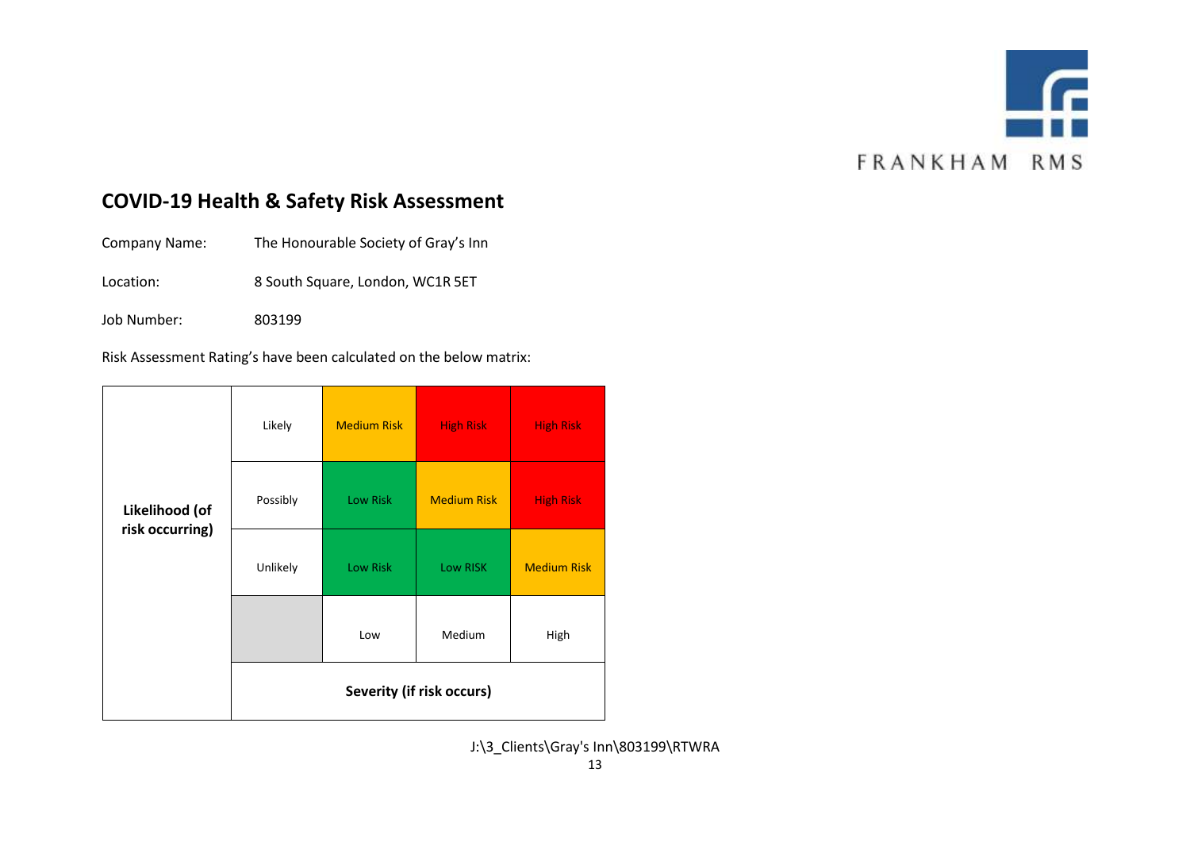## COVID-19 Health & Safety Risk Assessment

Company Name: The Honourable Society of Gray's Inn

Location: 8 South Square, London, WC1R 5ET

Job Number: 803199

Risk Assessment Rating's have been calculated on the below matrix:

| Likelihood (of risk occurring) | | | | |
|---|---|---|---|---|
| | Likely | Medium Risk | High Risk | High Risk |
| | Possibly | Low Risk | Medium Risk | High Risk |
| | Unlikely | Low Risk | Low RISK | Medium Risk |
| | | Low | Medium | High |
| | **Severity (if risk occurs)** | | | |

J:\3_Clients\Gray's Inn\803199\RTWRA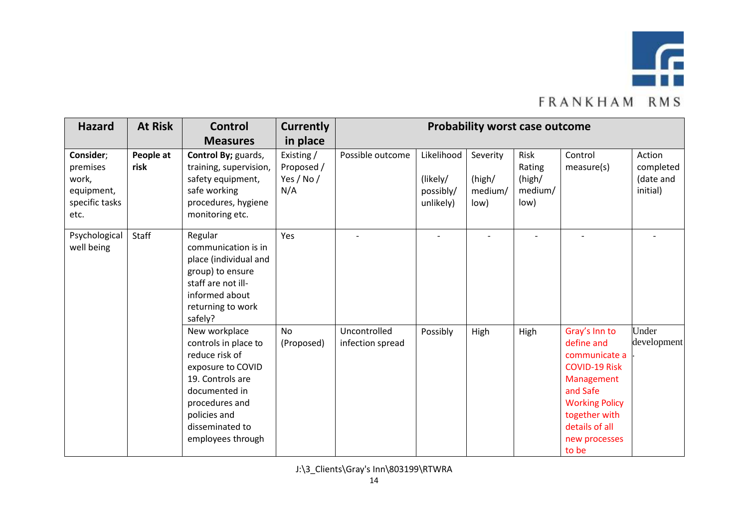| Hazard | At Risk | Control Measures | Currently in place | Probability worst case outcome | | | | | |
|---|---|---|---|---|---|---|---|---|---|
| **Consider**; premises work, equipment, specific tasks etc. | **People at risk** | **Control By;** guards, training, supervision, safety equipment, safe working procedures, hygiene monitoring etc. | Existing / Proposed / Yes / No / N/A | Possible outcome | Likelihood (likely/ possibly/ unlikely) | Severity (high/ medium/ low) | Risk Rating (high/ medium/ low) | Control measure(s) | Action completed (date and initial) |
| Psychological well being | Staff | Regular communication is in place (individual and group) to ensure staff are not ill-informed about returning to work safely? | Yes | - | - | - | - | - | - |
| | | New workplace controls in place to reduce risk of exposure to COVID 19. Controls are documented in procedures and policies and disseminated to employees through | No (Proposed) | Uncontrolled infection spread | Possibly | High | High | Gray's Inn to define and communicate a COVID-19 Risk Management and Safe Working Policy together with details of all new processes to be | Under development. |

J:\3_Clients\Gray's Inn\803199\RTWRA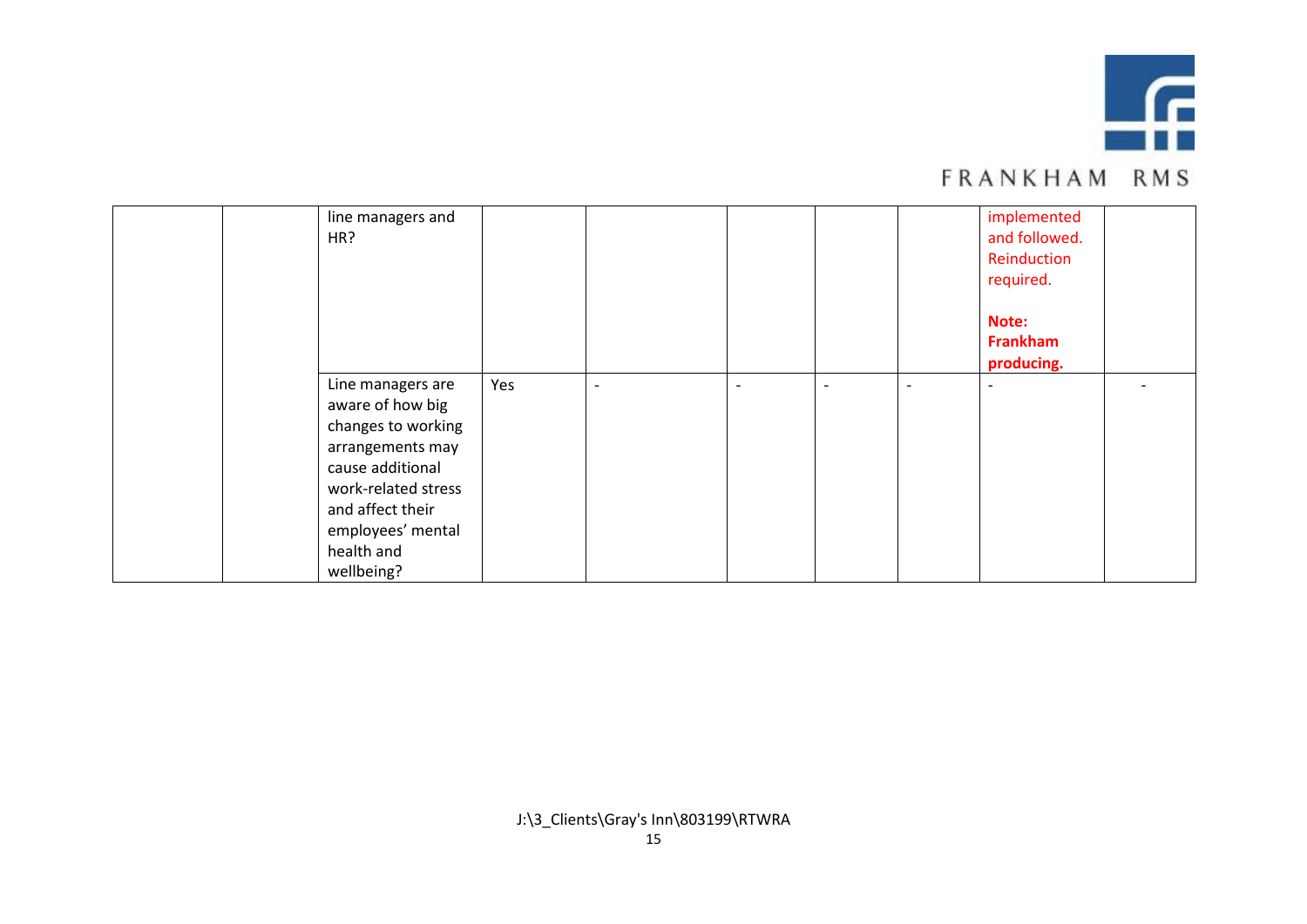| | | | | | | | | |
|---|---|---|---|---|---|---|---|---|
| | | line managers and HR? | | | | | implemented and followed. Reinduction required.<br><br>**Note: Frankham producing.** | |
| | | Line managers are aware of how big changes to working arrangements may cause additional work-related stress and affect their employees' mental health and wellbeing? | Yes | - | - | - | - | - | -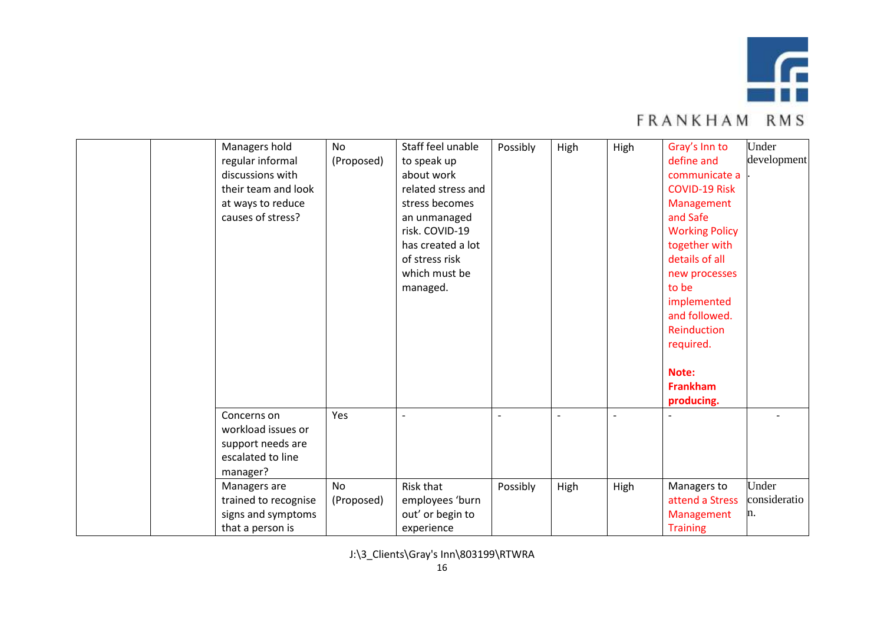| | | | | | | | | |
|---|---|---|---|---|---|---|---|---|
| | | Managers hold regular informal discussions with their team and look at ways to reduce causes of stress? | No (Proposed) | Staff feel unable to speak up about work related stress and stress becomes an unmanaged risk. COVID-19 has created a lot of stress risk which must be managed. | Possibly | High | High | Gray's Inn to define and communicate a COVID-19 Risk Management and Safe Working Policy together with details of all new processes to be implemented and followed. Reinduction required.<br><br>**Note: Frankham producing.** | Under development. |
| | | Concerns on workload issues or support needs are escalated to line manager? | Yes | - | - | - | - | - | - |
| | | Managers are trained to recognise signs and symptoms that a person is | No (Proposed) | Risk that employees 'burn out' or begin to experience | Possibly | High | High | Managers to attend a Stress Management Training | Under consideration. |

J:\3_Clients\Gray's Inn\803199\RTWRA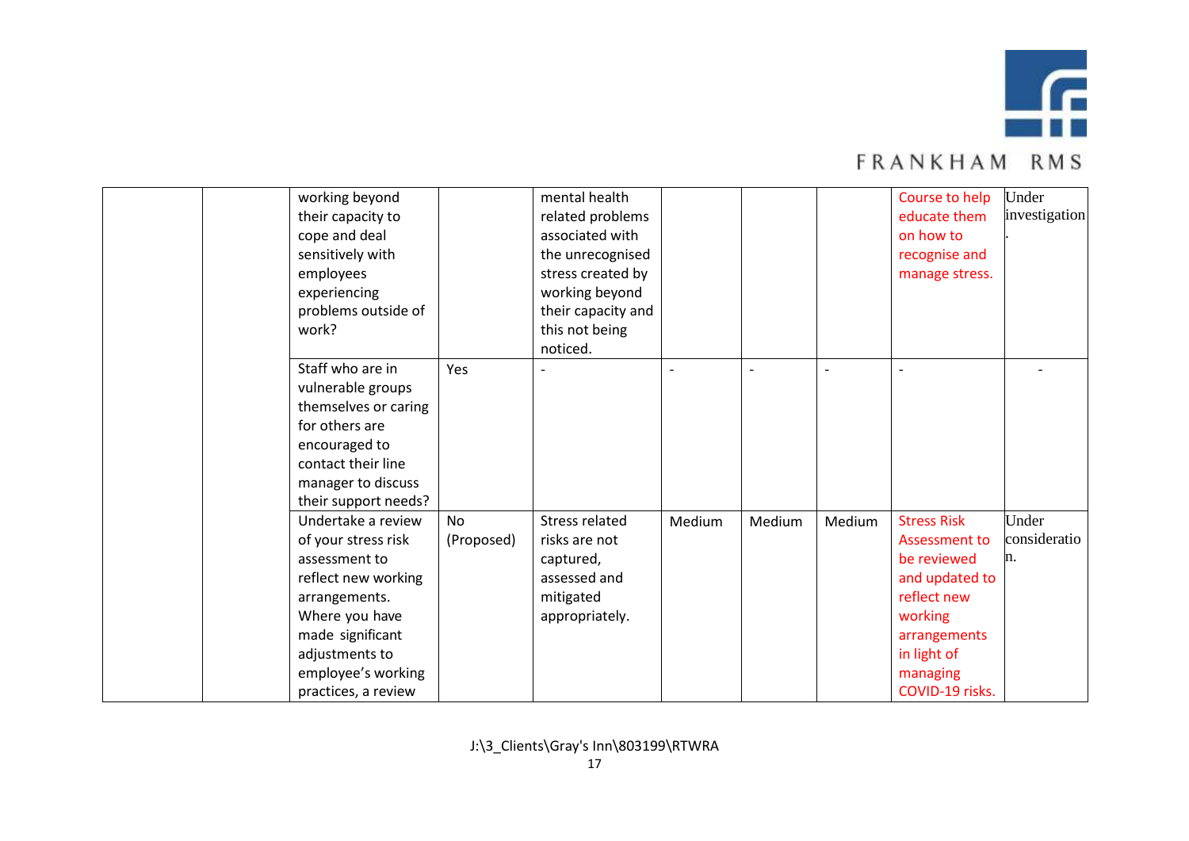| | | | | | | | | | |
|---|---|---|---|---|---|---|---|---|---|
| | | working beyond their capacity to cope and deal sensitively with employees experiencing problems outside of work? | | mental health related problems associated with the unrecognised stress created by working beyond their capacity and this not being noticed. | | | | Course to help educate them on how to recognise and manage stress. | Under investigation. |
| | | Staff who are in vulnerable groups themselves or caring for others are encouraged to contact their line manager to discuss their support needs? | Yes | - | - | - | - | - | - |
| | | Undertake a review of your stress risk assessment to reflect new working arrangements. Where you have made significant adjustments to employee's working practices, a review | No (Proposed) | Stress related risks are not captured, assessed and mitigated appropriately. | Medium | Medium | Medium | Stress Risk Assessment to be reviewed and updated to reflect new working arrangements in light of managing COVID-19 risks. | Under consideration. |

J:\3_Clients\Gray's Inn\803199\RTWRA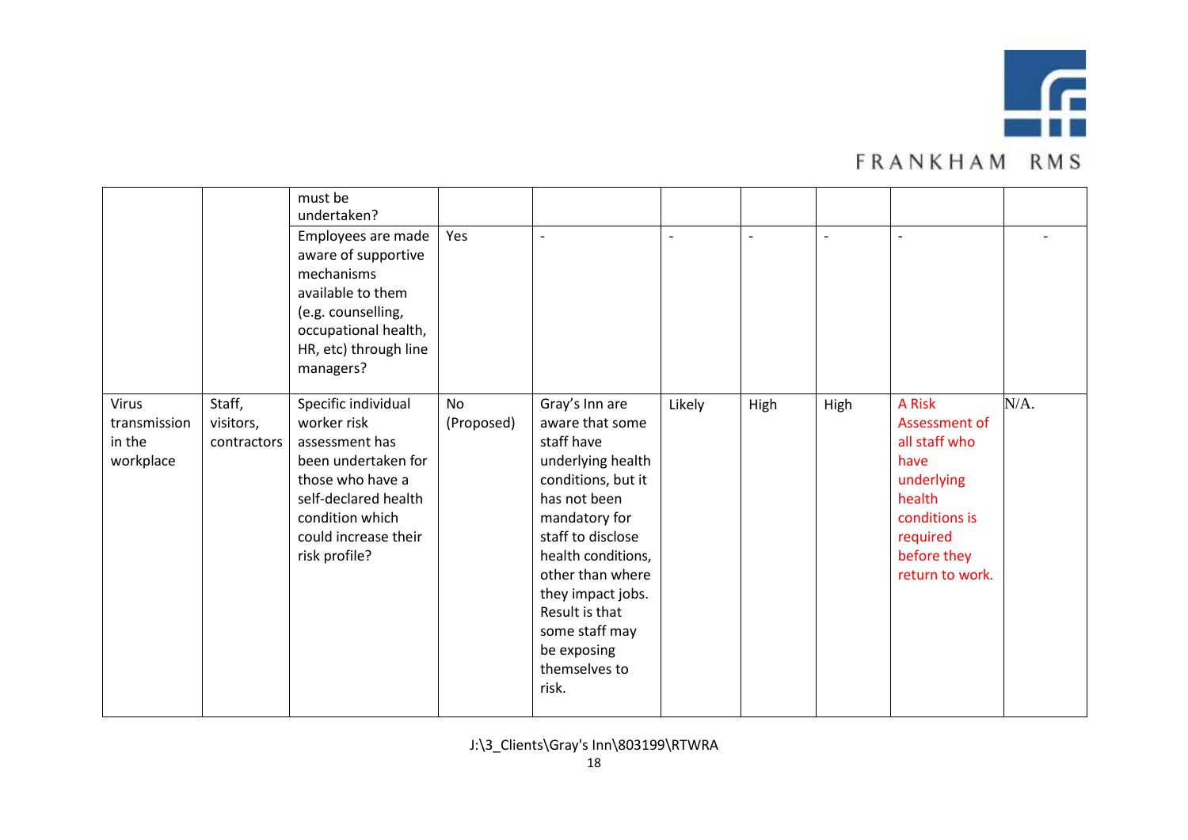| | | | | | | | | | |
|---|---|---|---|---|---|---|---|---|---|
| | | must be undertaken? | | | | | | | |
| | | Employees are made aware of supportive mechanisms available to them (e.g. counselling, occupational health, HR, etc) through line managers? | Yes | - | - | - | - | - | - |
| Virus transmission in the workplace | Staff, visitors, contractors | Specific individual worker risk assessment has been undertaken for those who have a self-declared health condition which could increase their risk profile? | No (Proposed) | Gray's Inn are aware that some staff have underlying health conditions, but it has not been mandatory for staff to disclose health conditions, other than where they impact jobs. Result is that some staff may be exposing themselves to risk. | Likely | High | High | A Risk Assessment of all staff who have underlying health conditions is required before they return to work. | N/A. |

J:\3_Clients\Gray's Inn\803199\RTWRA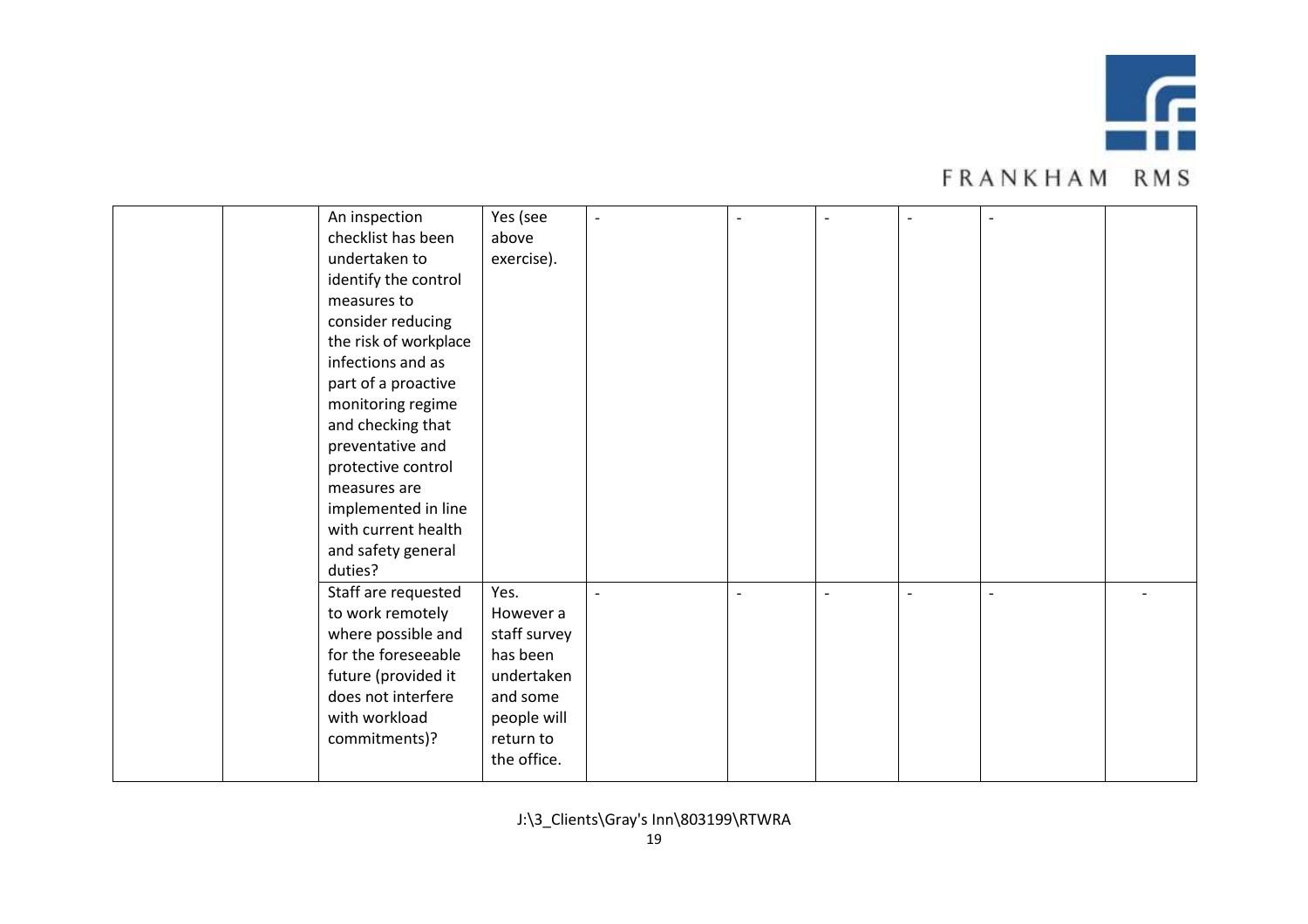| | | | | | | | | | |
|---|---|---|---|---|---|---|---|---|---|
| | | An inspection checklist has been undertaken to identify the control measures to consider reducing the risk of workplace infections and as part of a proactive monitoring regime and checking that preventative and protective control measures are implemented in line with current health and safety general duties? | Yes (see above exercise). | - | - | - | - | - | |
| | | Staff are requested to work remotely where possible and for the foreseeable future (provided it does not interfere with workload commitments)? | Yes. However a staff survey has been undertaken and some people will return to the office. | - | - | - | - | - | - |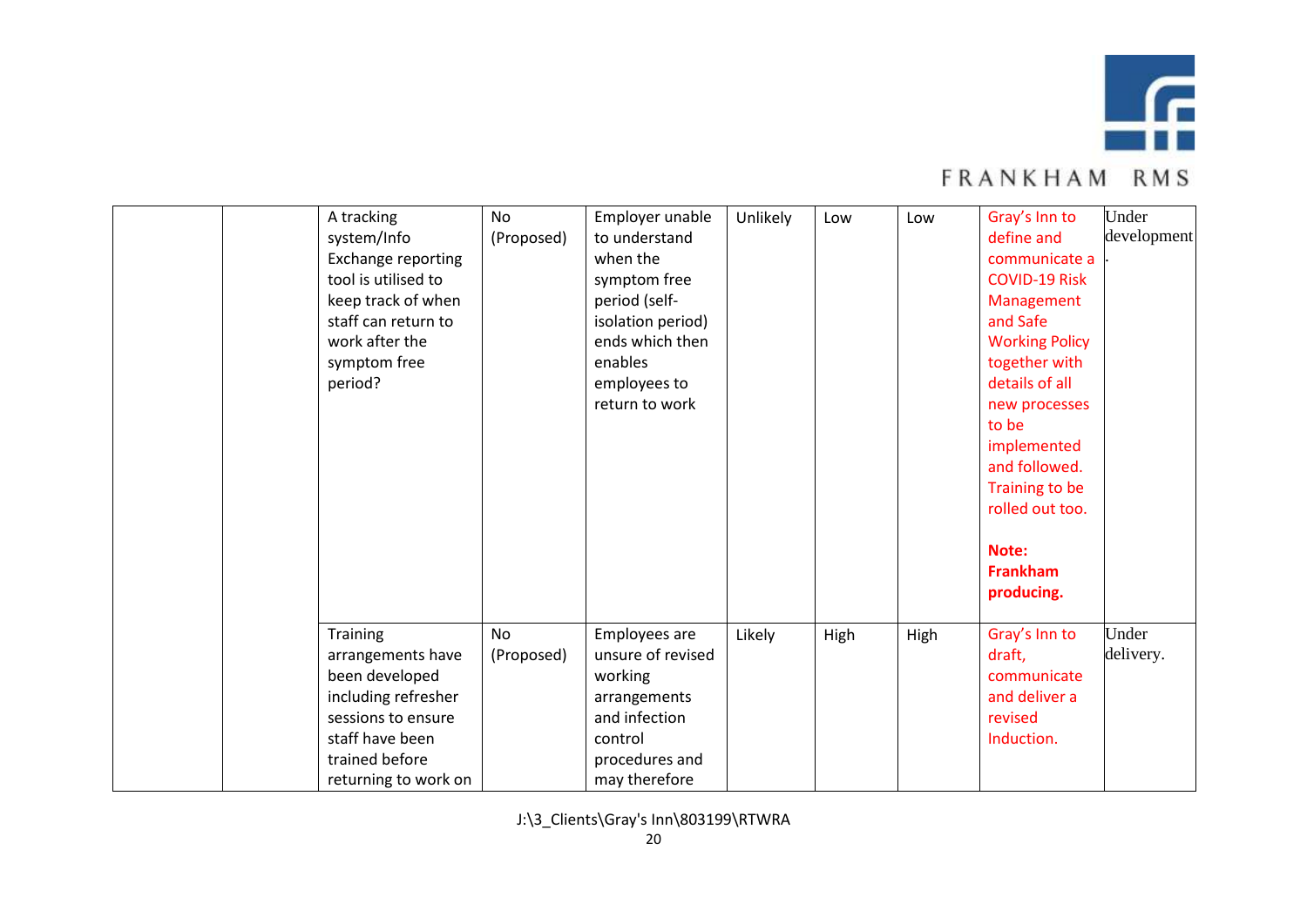| | | | | | | | | |
|---|---|---|---|---|---|---|---|---|
| | | A tracking system/Info Exchange reporting tool is utilised to keep track of when staff can return to work after the symptom free period? | No (Proposed) | Employer unable to understand when the symptom free period (self-isolation period) ends which then enables employees to return to work | Unlikely | Low | Low | Gray's Inn to define and communicate a COVID-19 Risk Management and Safe Working Policy together with details of all new processes to be implemented and followed. Training to be rolled out too.<br><br>**Note: Frankham producing.** | Under development. |
| | | Training arrangements have been developed including refresher sessions to ensure staff have been trained before returning to work on | No (Proposed) | Employees are unsure of revised working arrangements and infection control procedures and may therefore | Likely | High | High | Gray's Inn to draft, communicate and deliver a revised Induction. | Under delivery. |

J:\3_Clients\Gray's Inn\803199\RTWRA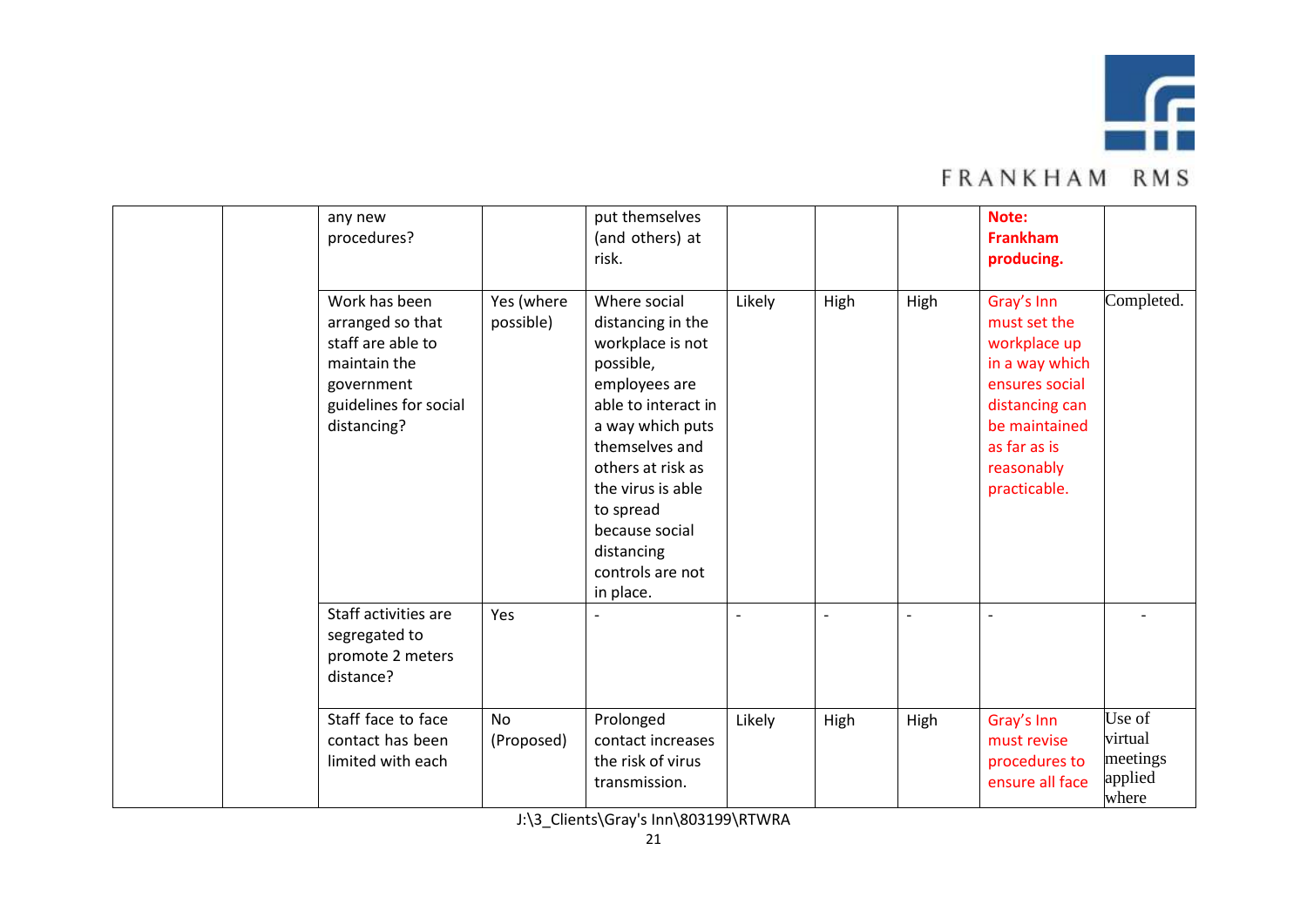|  |  | any new procedures? |  | put themselves (and others) at risk. |  |  |  | **Note: Frankham producing.** |  |
|---|---|---|---|---|---|---|---|---|---|
|  |  | Work has been arranged so that staff are able to maintain the government guidelines for social distancing? | Yes (where possible) | Where social distancing in the workplace is not possible, employees are able to interact in a way which puts themselves and others at risk as the virus is able to spread because social distancing controls are not in place. | Likely | High | High | Gray's Inn must set the workplace up in a way which ensures social distancing can be maintained as far as is reasonably practicable. | Completed. |
|  |  | Staff activities are segregated to promote 2 meters distance? | Yes | - | - | - | - | - | - |
|  |  | Staff face to face contact has been limited with each | No (Proposed) | Prolonged contact increases the risk of virus transmission. | Likely | High | High | Gray's Inn must revise procedures to ensure all face | Use of virtual meetings applied where |

J:\3_Clients\Gray's Inn\803199\RTWRA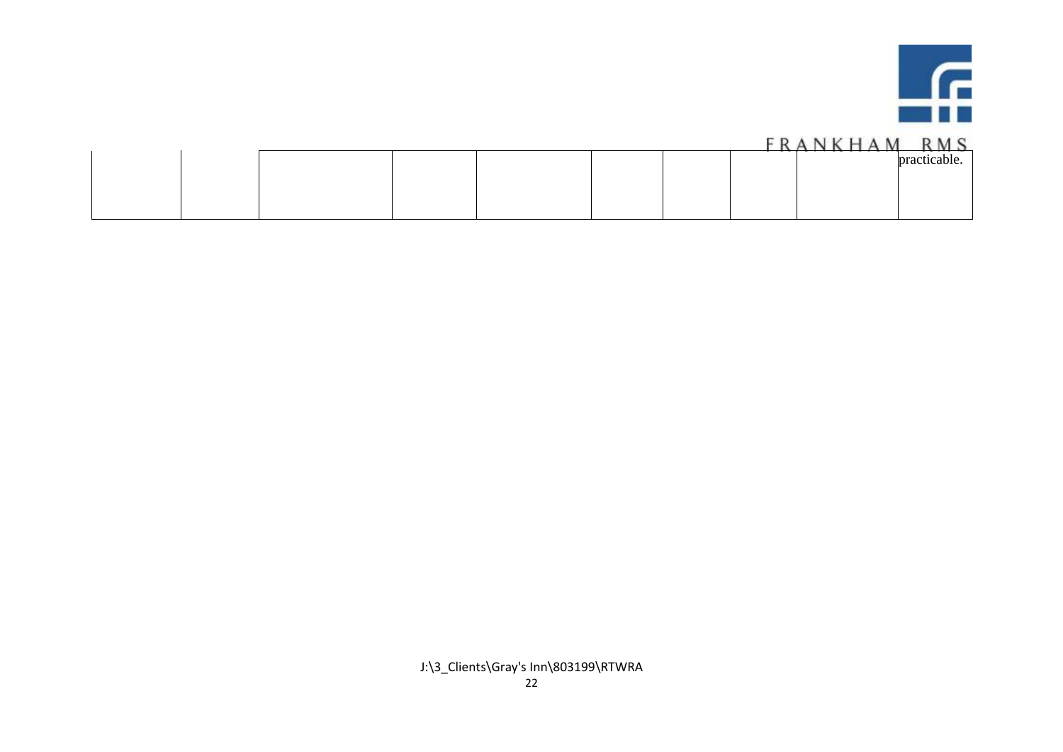| | | | | | | | | | |
|---|---|---|---|---|---|---|---|---|---|
| | | | | | | | | | practicable. |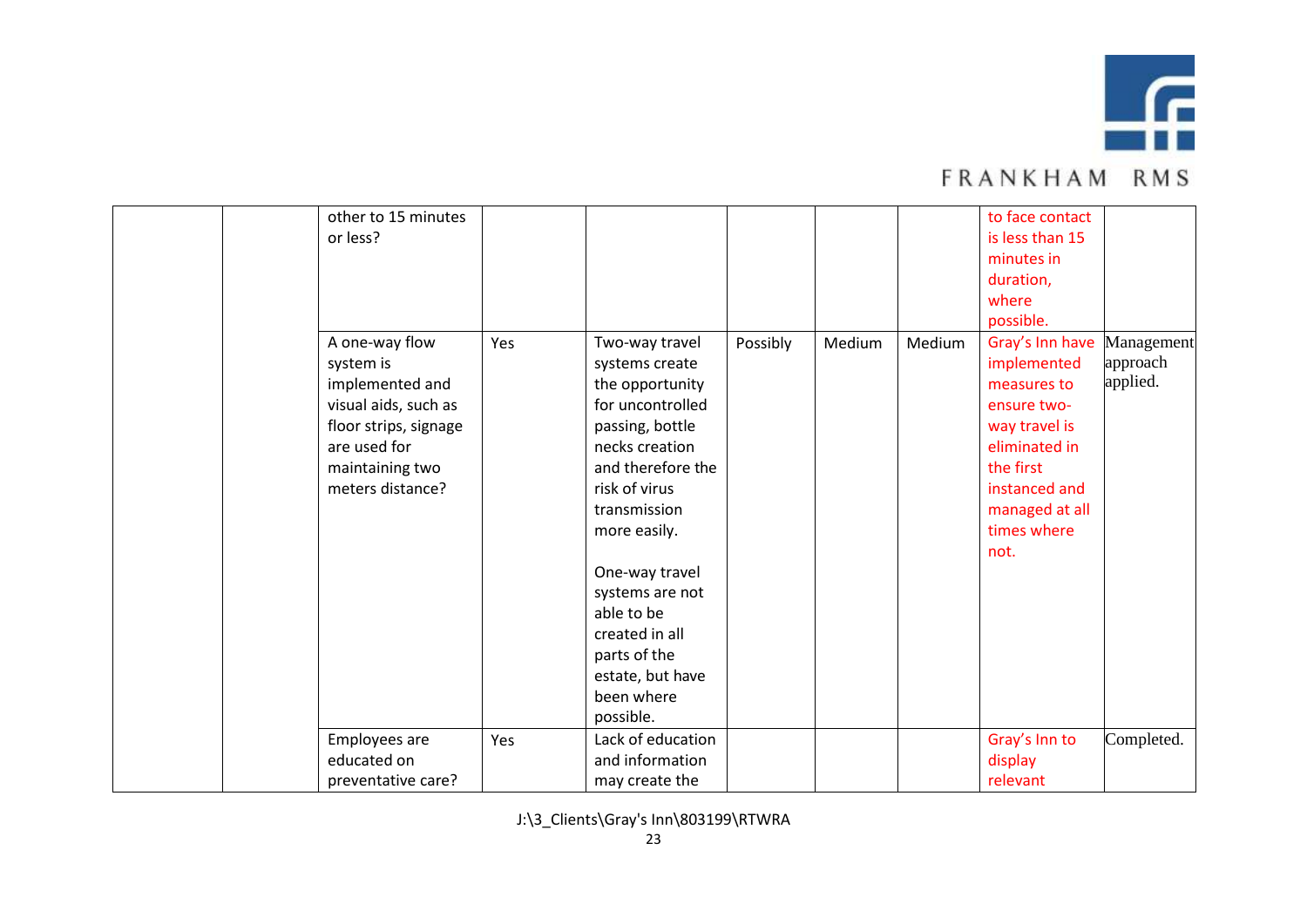| | | | | | | | | |
|---|---|---|---|---|---|---|---|---|
| | | other to 15 minutes or less? | | | | | to face contact is less than 15 minutes in duration, where possible. | |
| | | A one-way flow system is implemented and visual aids, such as floor strips, signage are used for maintaining two meters distance? | Yes | Two-way travel systems create the opportunity for uncontrolled passing, bottle necks creation and therefore the risk of virus transmission more easily.<br><br>One-way travel systems are not able to be created in all parts of the estate, but have been where possible. | Possibly | Medium | Medium | Gray's Inn have implemented measures to ensure two-way travel is eliminated in the first instanced and managed at all times where not. | Management approach applied. |
| | | Employees are educated on preventative care? | Yes | Lack of education and information may create the | | | | Gray's Inn to display relevant | Completed. |

J:\3_Clients\Gray's Inn\803199\RTWRA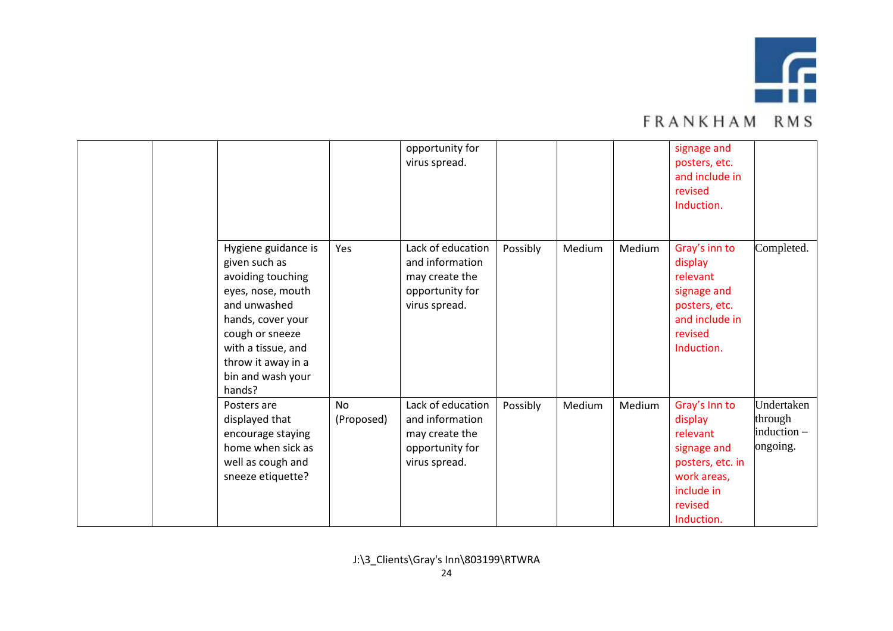| | | | | | | | | |
|---|---|---|---|---|---|---|---|---|
| | | | | opportunity for virus spread. | | | | signage and posters, etc. and include in revised Induction. | |
| | | Hygiene guidance is given such as avoiding touching eyes, nose, mouth and unwashed hands, cover your cough or sneeze with a tissue, and throw it away in a bin and wash your hands? | Yes | Lack of education and information may create the opportunity for virus spread. | Possibly | Medium | Medium | Gray's inn to display relevant signage and posters, etc. and include in revised Induction. | Completed. |
| | | Posters are displayed that encourage staying home when sick as well as cough and sneeze etiquette? | No (Proposed) | Lack of education and information may create the opportunity for virus spread. | Possibly | Medium | Medium | Gray's Inn to display relevant signage and posters, etc. in work areas, include in revised Induction. | Undertaken through induction – ongoing. |

J:\3_Clients\Gray's Inn\803199\RTWRA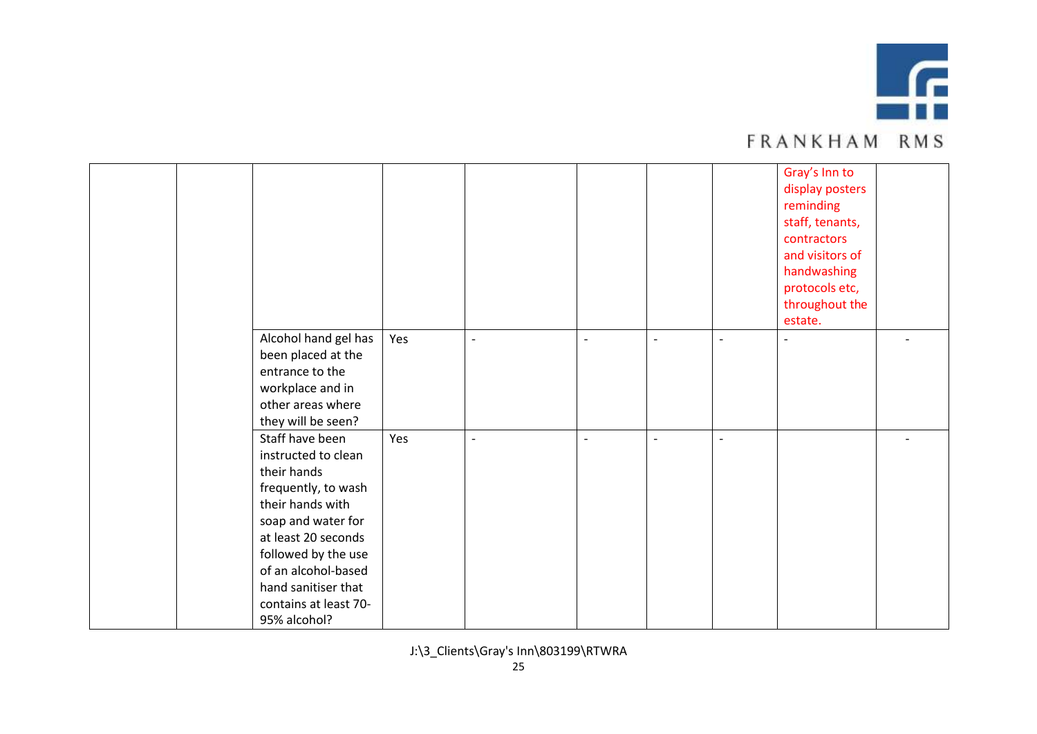| | | | | | | | | | |
|---|---|---|---|---|---|---|---|---|---|
| | | | | | | | | Gray's Inn to display posters reminding staff, tenants, contractors and visitors of handwashing protocols etc, throughout the estate. | |
| | | Alcohol hand gel has been placed at the entrance to the workplace and in other areas where they will be seen? | Yes | - | - | - | - | - | - |
| | | Staff have been instructed to clean their hands frequently, to wash their hands with soap and water for at least 20 seconds followed by the use of an alcohol-based hand sanitiser that contains at least 70-95% alcohol? | Yes | - | - | - | - | | - |

J:\3_Clients\Gray's Inn\803199\RTWRA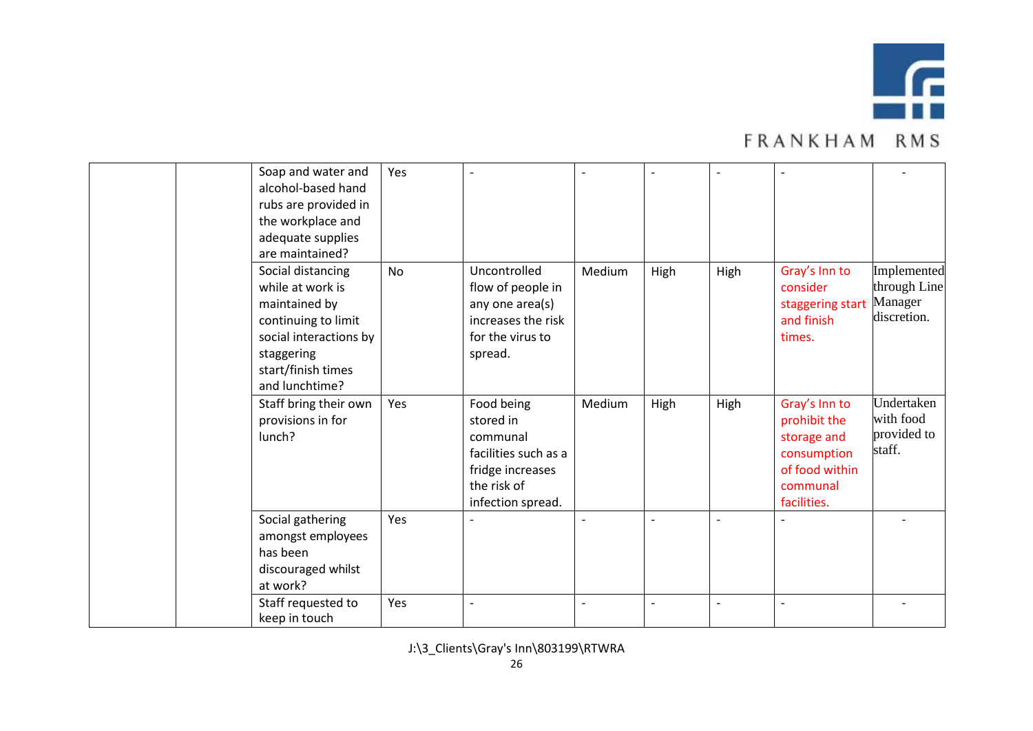| | | | | | | | | | |
|---|---|---|---|---|---|---|---|---|---|
| | | Soap and water and alcohol-based hand rubs are provided in the workplace and adequate supplies are maintained? | Yes | - | - | - | - | - | - |
| | | Social distancing while at work is maintained by continuing to limit social interactions by staggering start/finish times and lunchtime? | No | Uncontrolled flow of people in any one area(s) increases the risk for the virus to spread. | Medium | High | High | Gray's Inn to consider staggering start and finish times. | Implemented through Line Manager discretion. |
| | | Staff bring their own provisions in for lunch? | Yes | Food being stored in communal facilities such as a fridge increases the risk of infection spread. | Medium | High | High | Gray's Inn to prohibit the storage and consumption of food within communal facilities. | Undertaken with food provided to staff. |
| | | Social gathering amongst employees has been discouraged whilst at work? | Yes | - | - | - | - | - | - |
| | | Staff requested to keep in touch | Yes | - | - | - | - | - | - |

J:\3_Clients\Gray's Inn\803199\RTWRA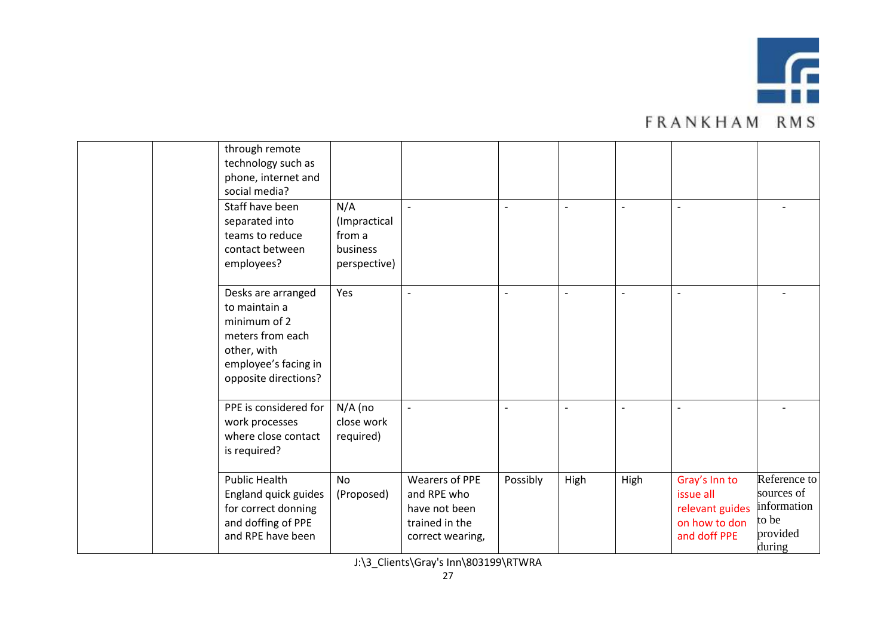| | | | | | | | | | |
|---|---|---|---|---|---|---|---|---|---|
| | | through remote technology such as phone, internet and social media? | | | | | | | |
| | | Staff have been separated into teams to reduce contact between employees? | N/A (Impractical from a business perspective) | - | - | - | - | - | - |
| | | Desks are arranged to maintain a minimum of 2 meters from each other, with employee's facing in opposite directions? | Yes | - | - | - | - | - | - |
| | | PPE is considered for work processes where close contact is required? | N/A (no close work required) | - | - | - | - | - | - |
| | | Public Health England quick guides for correct donning and doffing of PPE and RPE have been | No (Proposed) | Wearers of PPE and RPE who have not been trained in the correct wearing, | Possibly | High | High | Gray's Inn to issue all relevant guides on how to don and doff PPE | Reference to sources of information to be provided during |

J:\3_Clients\Gray's Inn\803199\RTWRA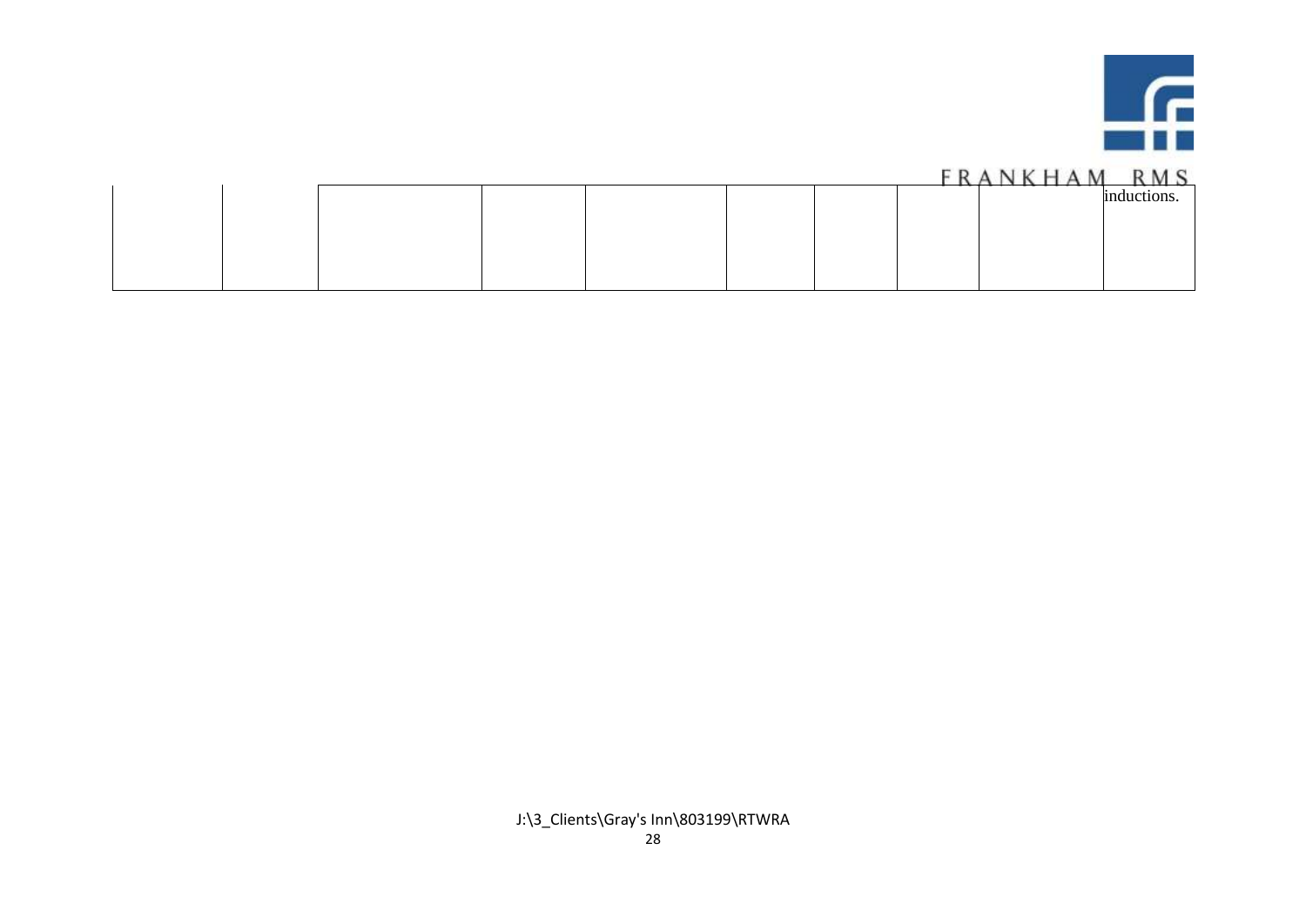| | | | | | | | | | |
|---|---|---|---|---|---|---|---|---|---|
| | | | | | | | | | inductions. |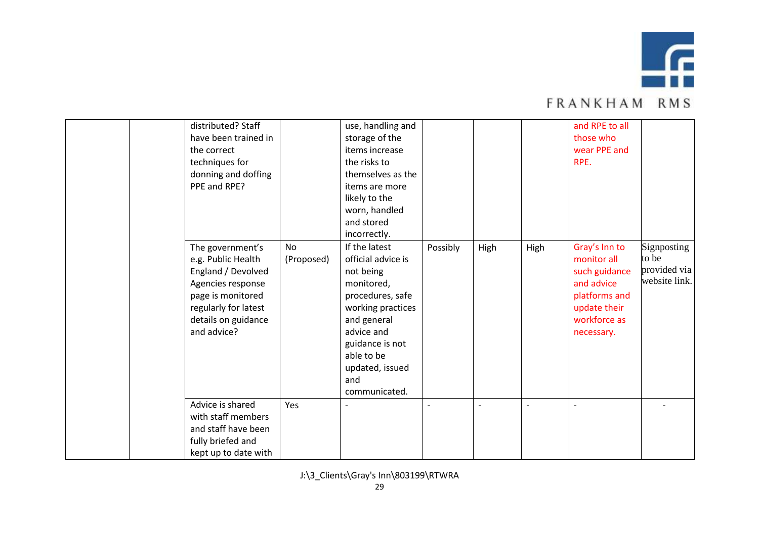| | | | | | | | | | |
|---|---|---|---|---|---|---|---|---|---|
| | | distributed? Staff have been trained in the correct techniques for donning and doffing PPE and RPE? | | use, handling and storage of the items increase the risks to themselves as the items are more likely to the worn, handled and stored incorrectly. | | | | and RPE to all those who wear PPE and RPE. | |
| | | The government's e.g. Public Health England / Devolved Agencies response page is monitored regularly for latest details on guidance and advice? | No (Proposed) | If the latest official advice is not being monitored, procedures, safe working practices and general advice and guidance is not able to be updated, issued and communicated. | Possibly | High | High | Gray's Inn to monitor all such guidance and advice platforms and update their workforce as necessary. | Signposting to be provided via website link. |
| | | Advice is shared with staff members and staff have been fully briefed and kept up to date with | Yes | - | - | - | - | - | - |

J:\3_Clients\Gray's Inn\803199\RTWRA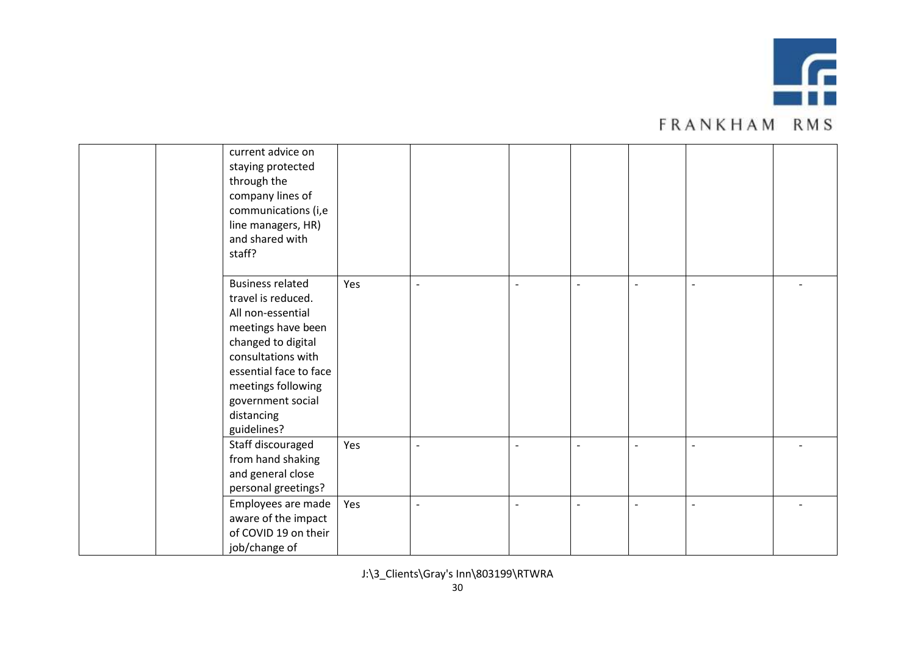| | | | | | | | | | |
|---|---|---|---|---|---|---|---|---|---|
| | | current advice on staying protected through the company lines of communications (i,e line managers, HR) and shared with staff? | | | | | | | |
| | | Business related travel is reduced. All non-essential meetings have been changed to digital consultations with essential face to face meetings following government social distancing guidelines? | Yes | - | - | - | - | - | - |
| | | Staff discouraged from hand shaking and general close personal greetings? | Yes | - | - | - | - | - | - |
| | | Employees are made aware of the impact of COVID 19 on their job/change of | Yes | - | - | - | - | - | - |

J:\3_Clients\Gray's Inn\803199\RTWRA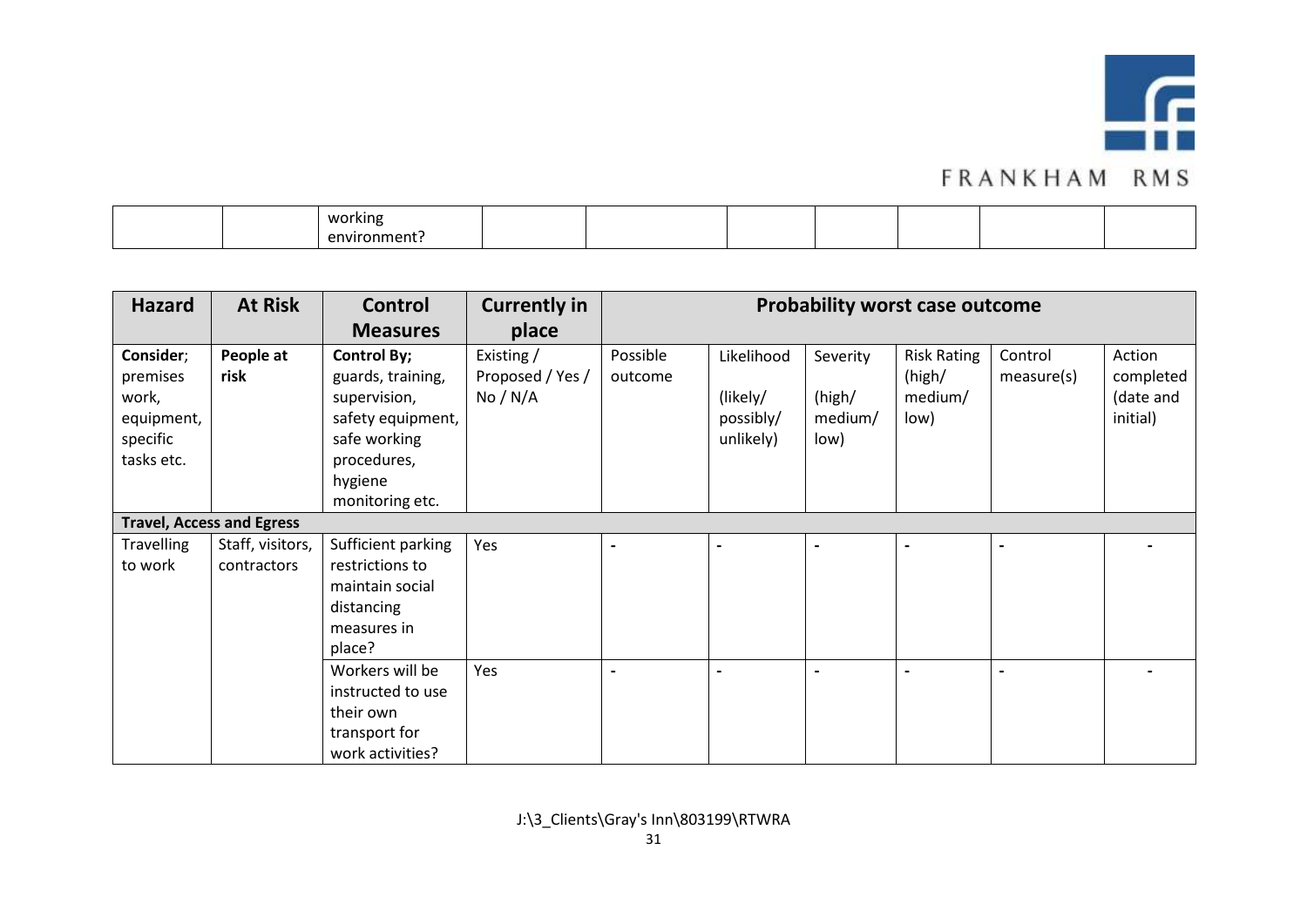| | | working environment? | | | | | | | |
|---|---|---|---|---|---|---|---|---|---|

| Hazard | At Risk | Control Measures | Currently in place | Probability worst case outcome | | | | | |
|---|---|---|---|---|---|---|---|---|---|
| **Consider**; premises work, equipment, specific tasks etc. | **People at risk** | **Control By;** guards, training, supervision, safety equipment, safe working procedures, hygiene monitoring etc. | Existing / Proposed / Yes / No / N/A | Possible outcome | Likelihood (likely/ possibly/ unlikely) | Severity (high/ medium/ low) | Risk Rating (high/ medium/ low) | Control measure(s) | Action completed (date and initial) |
| **Travel, Access and Egress** | | | | | | | | | |
| Travelling to work | Staff, visitors, contractors | Sufficient parking restrictions to maintain social distancing measures in place? | Yes | - | - | - | - | - | - |
| | | Workers will be instructed to use their own transport for work activities? | Yes | - | - | - | - | - | - |

J:\3_Clients\Gray's Inn\803199\RTWRA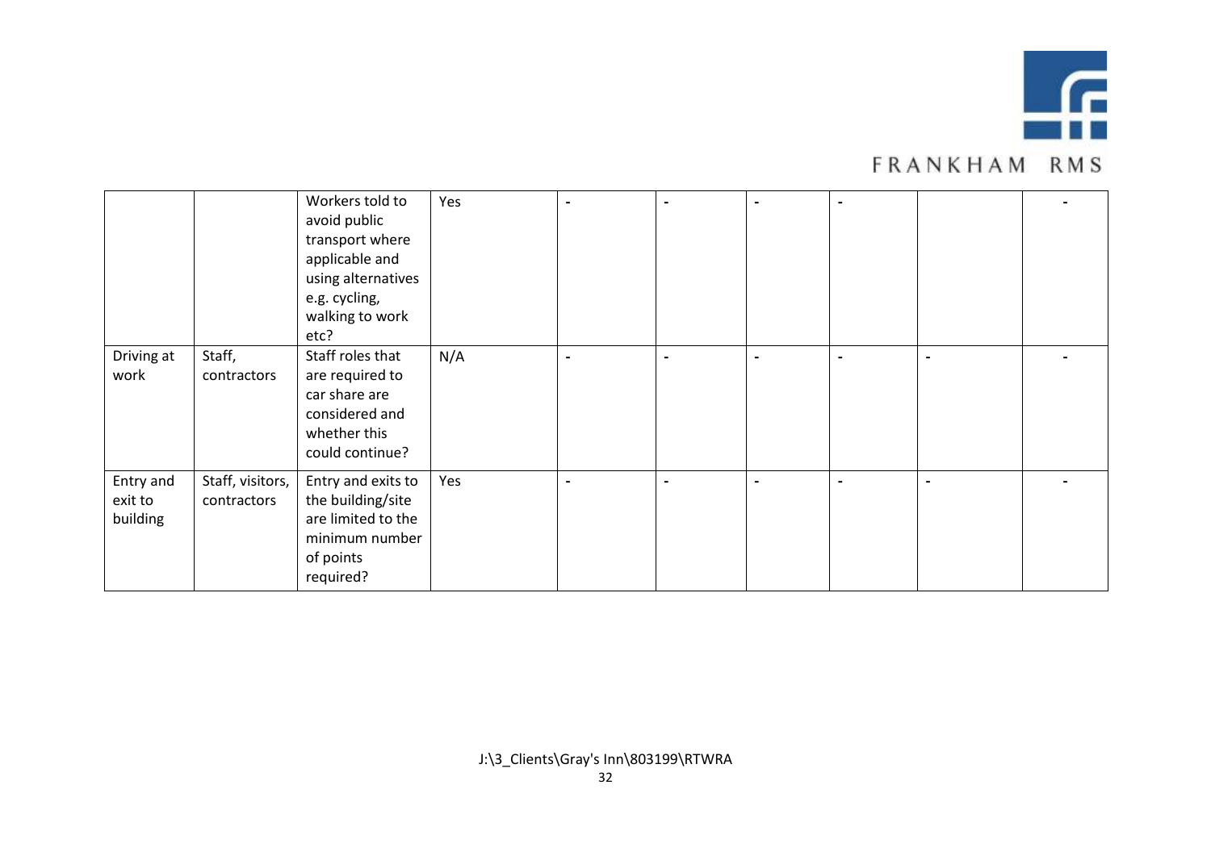| | | | | | | | | | |
|---|---|---|---|---|---|---|---|---|---|
| | | Workers told to avoid public transport where applicable and using alternatives e.g. cycling, walking to work etc? | Yes | - | - | - | - | | - |
| Driving at work | Staff, contractors | Staff roles that are required to car share are considered and whether this could continue? | N/A | - | - | - | - | - | - |
| Entry and exit to building | Staff, visitors, contractors | Entry and exits to the building/site are limited to the minimum number of points required? | Yes | - | - | - | - | - | - |

J:\3_Clients\Gray's Inn\803199\RTWRA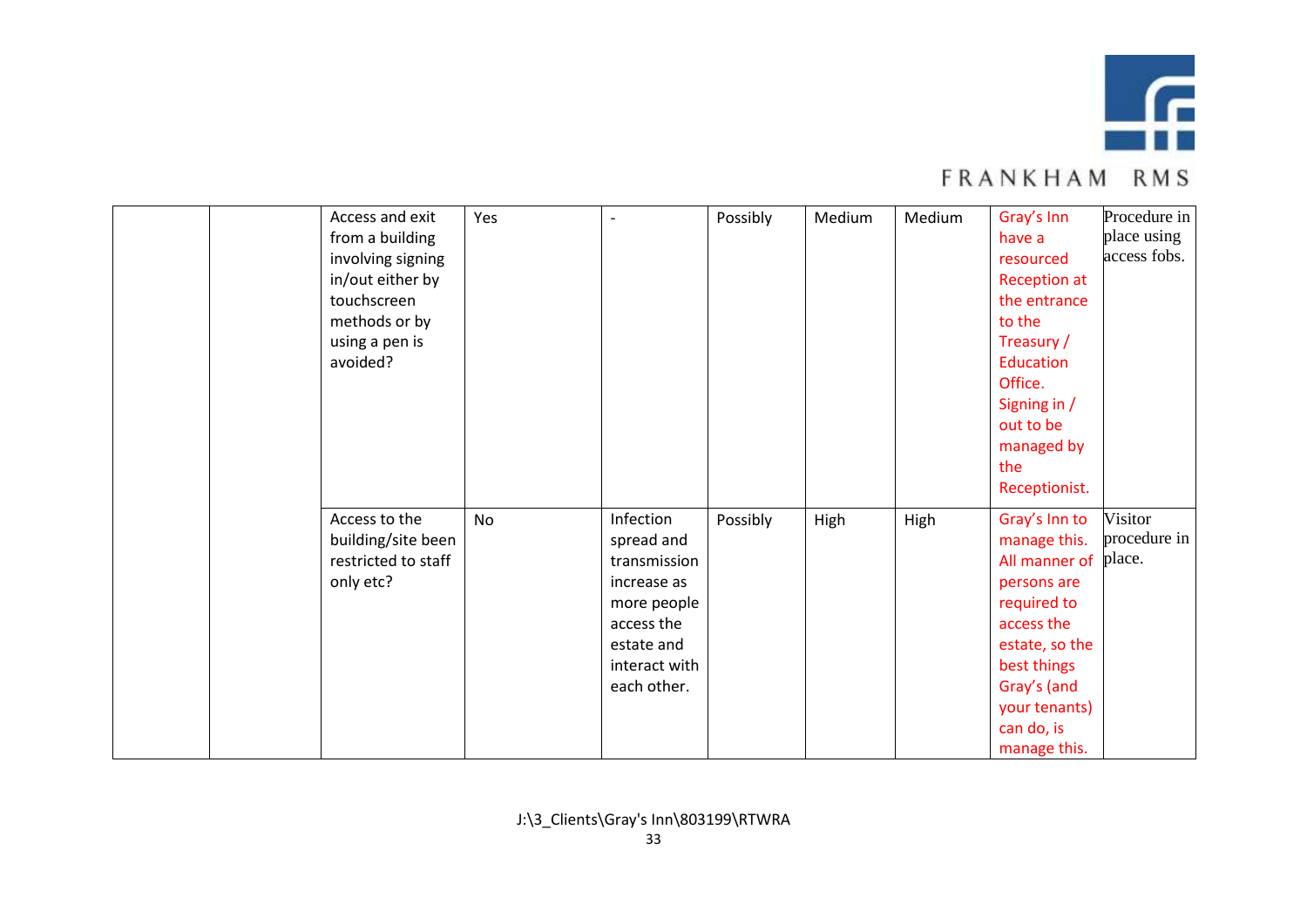| | | | | | | | | | |
|---|---|---|---|---|---|---|---|---|---|
| | | Access and exit from a building involving signing in/out either by touchscreen methods or by using a pen is avoided? | Yes | - | Possibly | Medium | Medium | Gray's Inn have a resourced Reception at the entrance to the Treasury / Education Office. Signing in / out to be managed by the Receptionist. | Procedure in place using access fobs. |
| | | Access to the building/site been restricted to staff only etc? | No | Infection spread and transmission increase as more people access the estate and interact with each other. | Possibly | High | High | Gray's Inn to manage this. All manner of persons are required to access the estate, so the best things Gray's (and your tenants) can do, is manage this. | Visitor procedure in place. |

J:\3_Clients\Gray's Inn\803199\RTWRA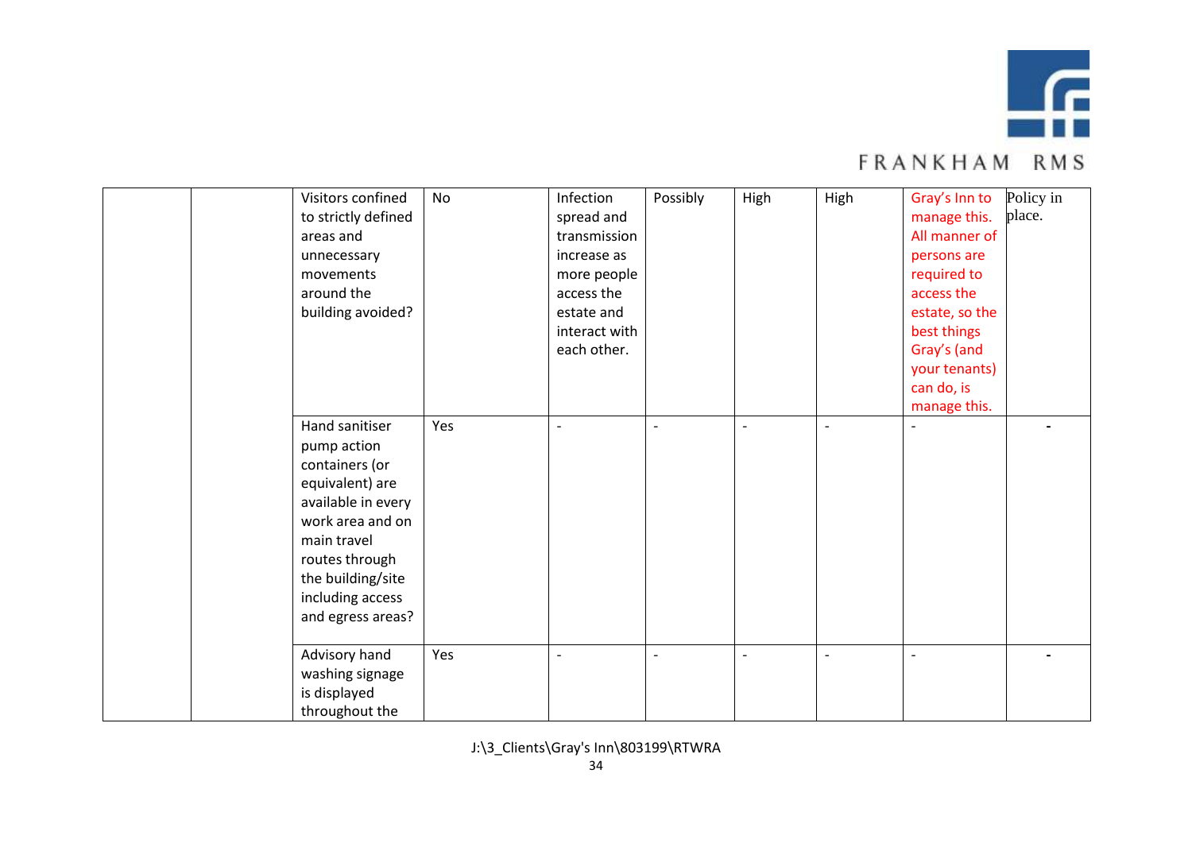| | | | | | | | | | |
|---|---|---|---|---|---|---|---|---|---|
| | | Visitors confined to strictly defined areas and unnecessary movements around the building avoided? | No | Infection spread and transmission increase as more people access the estate and interact with each other. | Possibly | High | High | Gray's Inn to manage this. All manner of persons are required to access the estate, so the best things Gray's (and your tenants) can do, is manage this. | Policy in place. |
| | | Hand sanitiser pump action containers (or equivalent) are available in every work area and on main travel routes through the building/site including access and egress areas? | Yes | - | - | - | - | - | - |
| | | Advisory hand washing signage is displayed throughout the | Yes | - | - | - | - | - | - |

J:\3_Clients\Gray's Inn\803199\RTWRA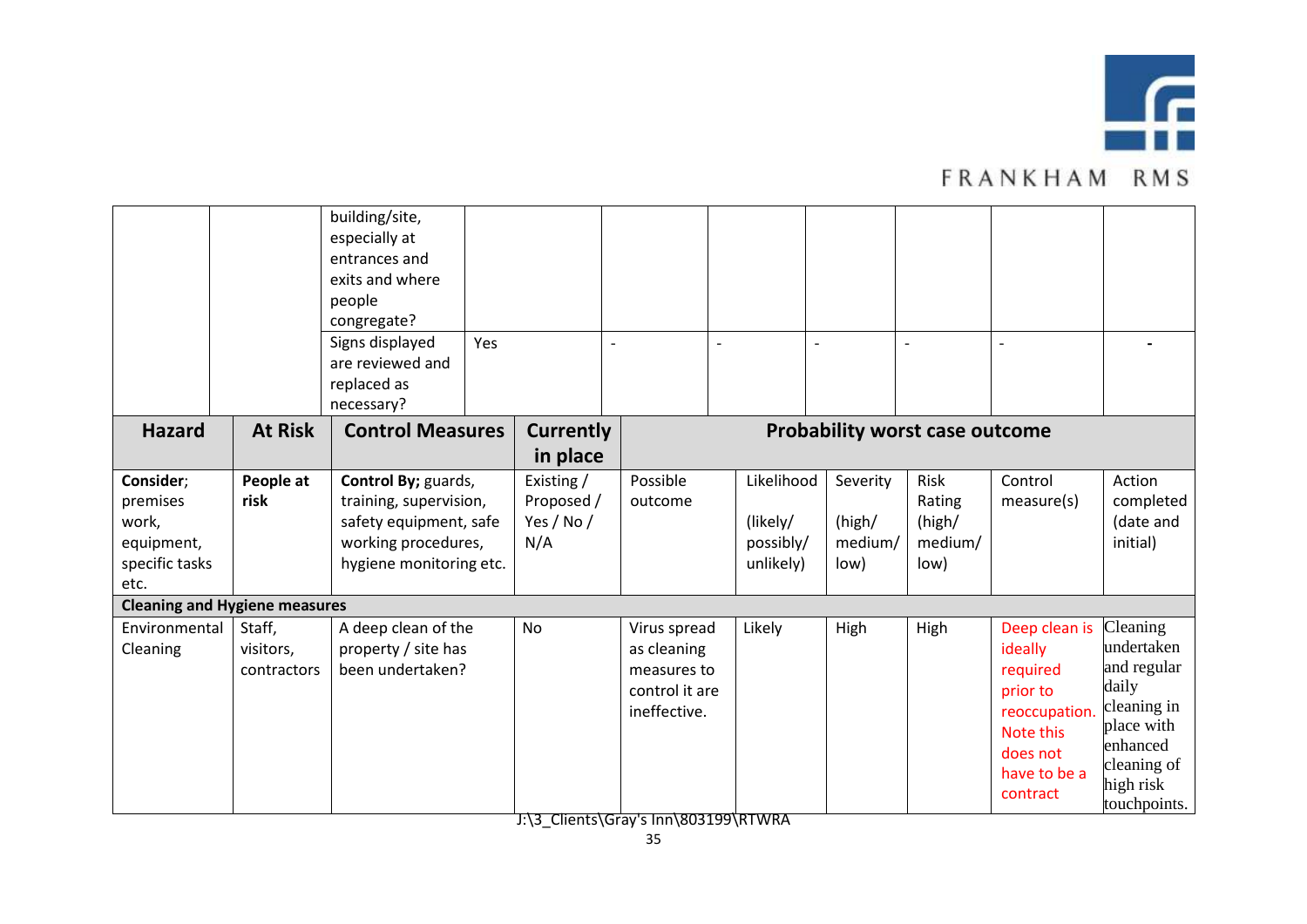| | | building/site, especially at entrances and exits and where people congregate? | | | | | | | |
|---|---|---|---|---|---|---|---|---|---|
| | | Signs displayed are reviewed and replaced as necessary? | Yes | - | - | - | - | - | - |
| **Hazard** | **At Risk** | **Control Measures** | **Currently in place** | **Probability worst case outcome** | | | | | |
| **Consider**; premises work, equipment, specific tasks etc. | **People at risk** | **Control By;** guards, training, supervision, safety equipment, safe working procedures, hygiene monitoring etc. | Existing / Proposed / Yes / No / N/A | Possible outcome | Likelihood (likely/ possibly/ unlikely) | Severity (high/ medium/ low) | Risk Rating (high/ medium/ low) | Control measure(s) | Action completed (date and initial) |
| **Cleaning and Hygiene measures** | | | | | | | | | |
| Environmental Cleaning | Staff, visitors, contractors | A deep clean of the property / site has been undertaken? | No | Virus spread as cleaning measures to control it are ineffective. | Likely | High | High | Deep clean is ideally required prior to reoccupation. Note this does not have to be a contract | Cleaning undertaken and regular daily cleaning in place with enhanced cleaning of high risk touchpoints. |

J:\3_Clients\Gray's Inn\803199\RTWRA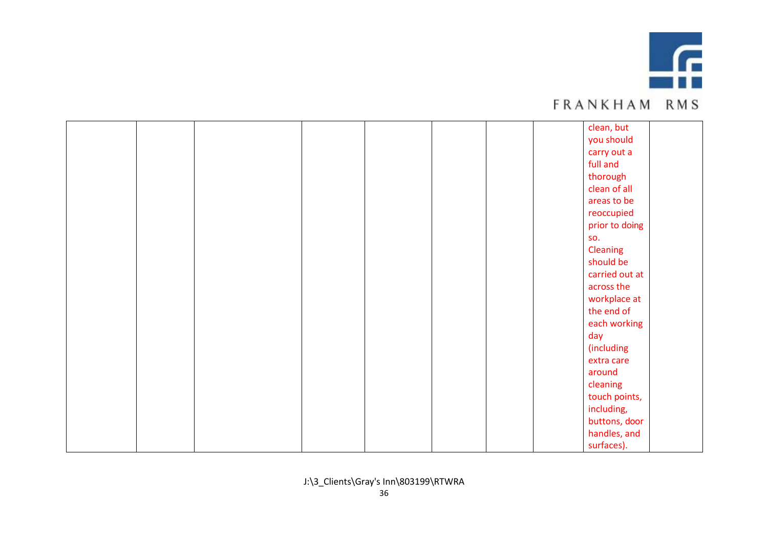| | | | | | | | | | |
|---|---|---|---|---|---|---|---|---|---|
| | | | | | | | | clean, but you should carry out a full and thorough clean of all areas to be reoccupied prior to doing so. Cleaning should be carried out at across the workplace at the end of each working day (including extra care around cleaning touch points, including, buttons, door handles, and surfaces). | |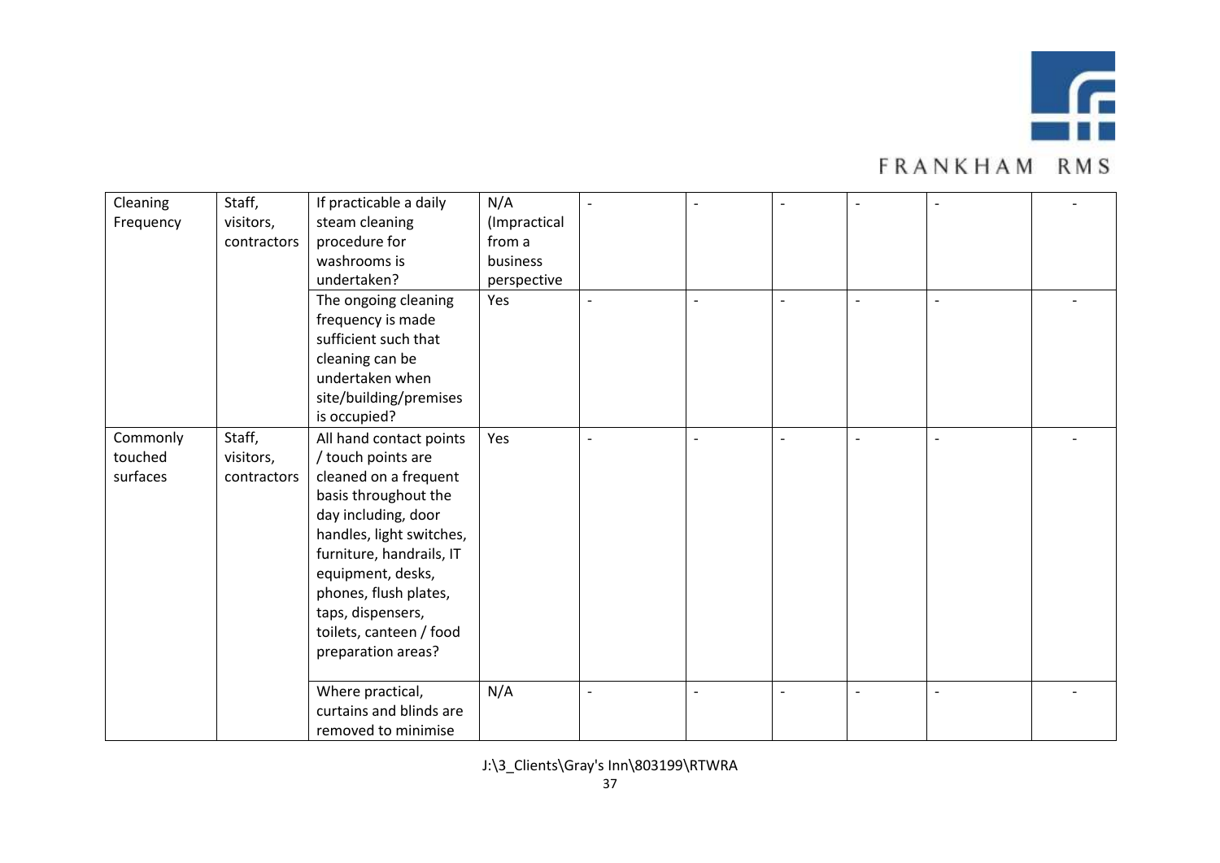| | | | | | | | | | |
|---|---|---|---|---|---|---|---|---|---|
| Cleaning Frequency | Staff, visitors, contractors | If practicable a daily steam cleaning procedure for washrooms is undertaken? | N/A (Impractical from a business perspective | - | - | - | - | - | - |
| | | The ongoing cleaning frequency is made sufficient such that cleaning can be undertaken when site/building/premises is occupied? | Yes | - | - | - | - | - | - |
| Commonly touched surfaces | Staff, visitors, contractors | All hand contact points / touch points are cleaned on a frequent basis throughout the day including, door handles, light switches, furniture, handrails, IT equipment, desks, phones, flush plates, taps, dispensers, toilets, canteen / food preparation areas? | Yes | - | - | - | - | - | - |
| | | Where practical, curtains and blinds are removed to minimise | N/A | - | - | - | - | - | - |

J:\3_Clients\Gray's Inn\803199\RTWRA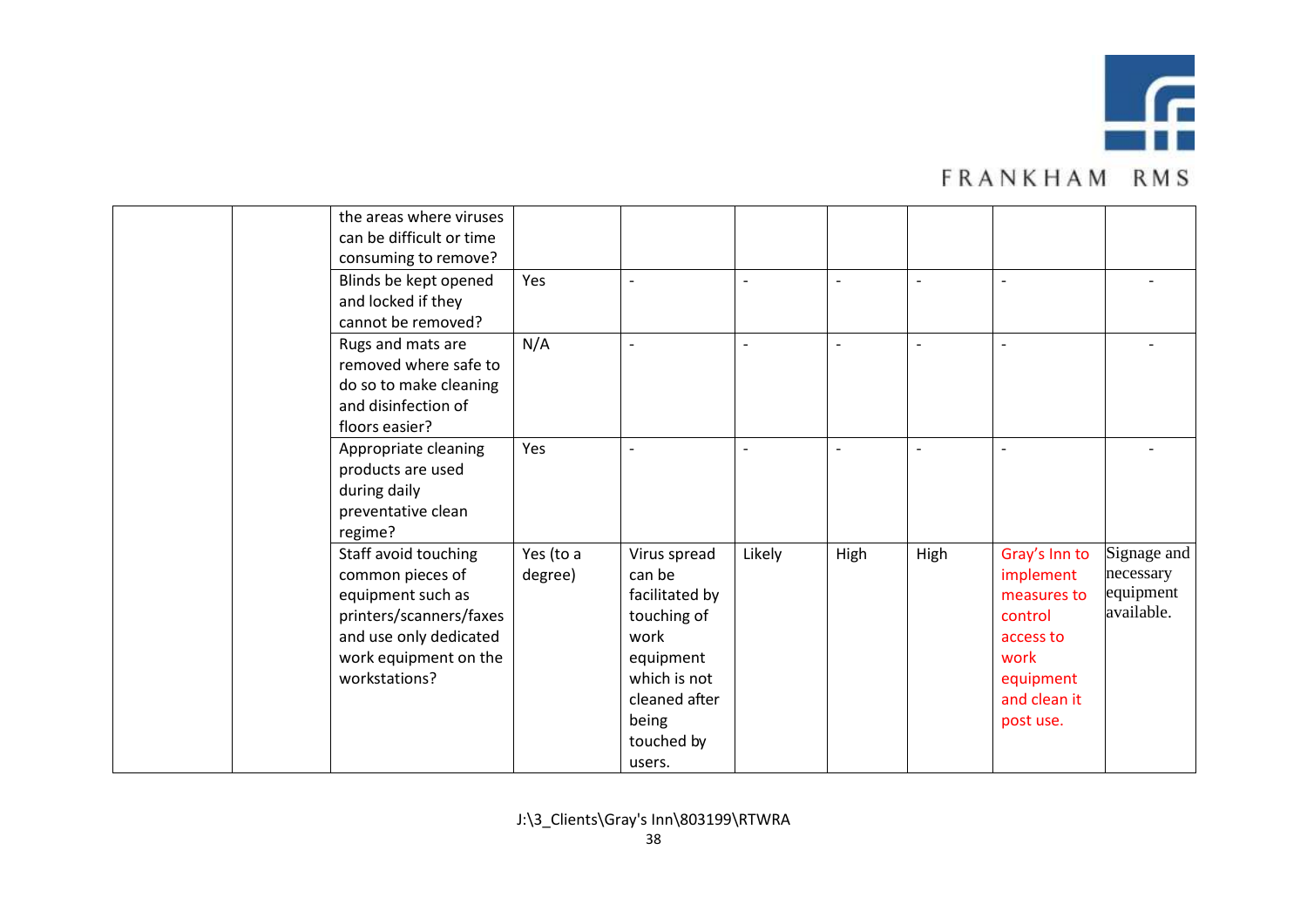| | | | | | | | | | |
|---|---|---|---|---|---|---|---|---|---|
| | | the areas where viruses can be difficult or time consuming to remove? | | | | | | | |
| | | Blinds be kept opened and locked if they cannot be removed? | Yes | - | - | - | - | - | - |
| | | Rugs and mats are removed where safe to do so to make cleaning and disinfection of floors easier? | N/A | - | - | - | - | - | - |
| | | Appropriate cleaning products are used during daily preventative clean regime? | Yes | - | - | - | - | - | - |
| | | Staff avoid touching common pieces of equipment such as printers/scanners/faxes and use only dedicated work equipment on the workstations? | Yes (to a degree) | Virus spread can be facilitated by touching of work equipment which is not cleaned after being touched by users. | Likely | High | High | Gray's Inn to implement measures to control access to work equipment and clean it post use. | Signage and necessary equipment available. |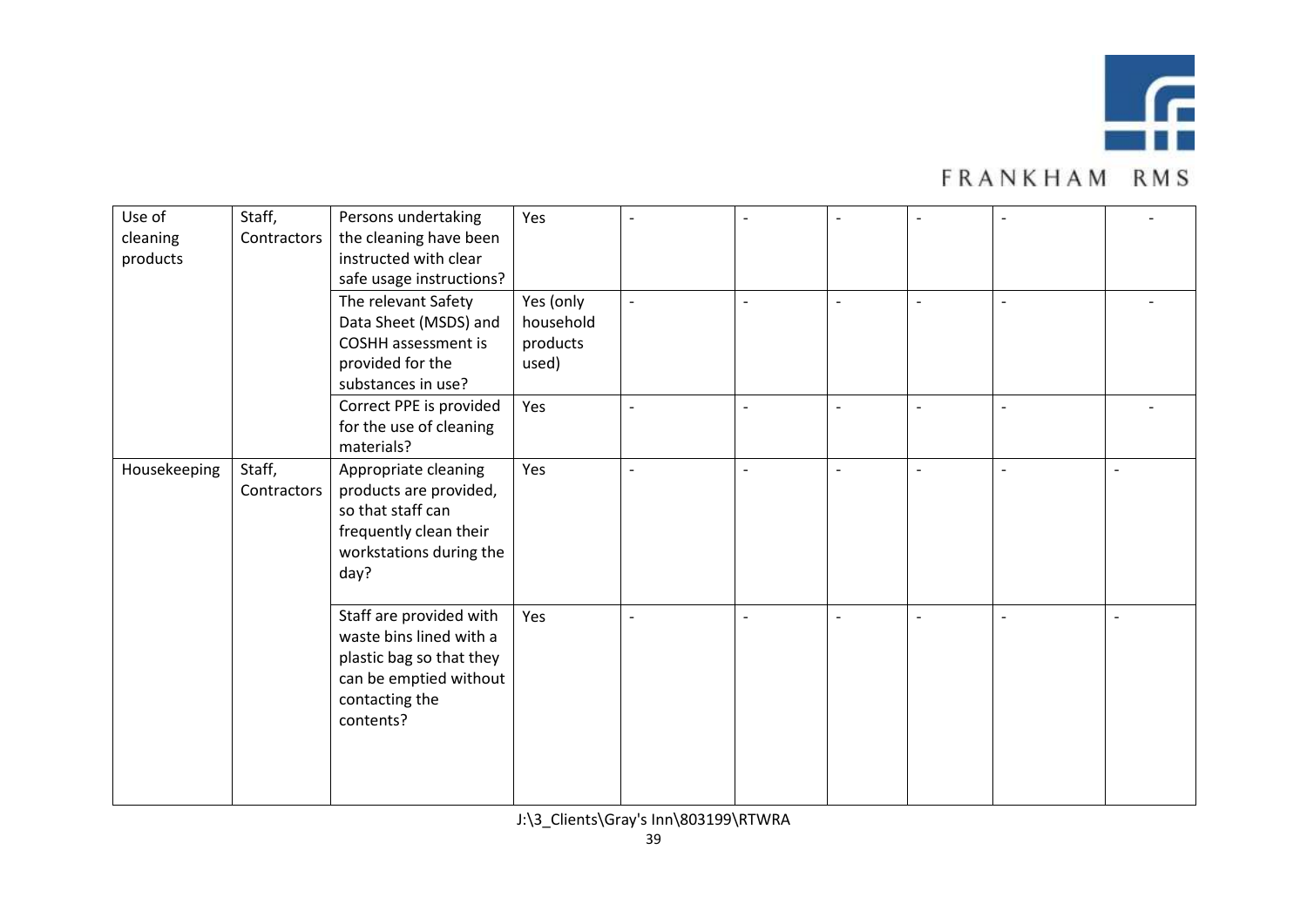| Use of cleaning products | Staff, Contractors | Persons undertaking the cleaning have been instructed with clear safe usage instructions? | Yes | - | - | - | - | - | - |
|---|---|---|---|---|---|---|---|---|---|
| | | The relevant Safety Data Sheet (MSDS) and COSHH assessment is provided for the substances in use? | Yes (only household products used) | - | - | - | - | - | - |
| | | Correct PPE is provided for the use of cleaning materials? | Yes | - | - | - | - | - | - |
| Housekeeping | Staff, Contractors | Appropriate cleaning products are provided, so that staff can frequently clean their workstations during the day? | Yes | - | - | - | - | - | - |
| | | Staff are provided with waste bins lined with a plastic bag so that they can be emptied without contacting the contents? | Yes | - | - | - | - | - | - |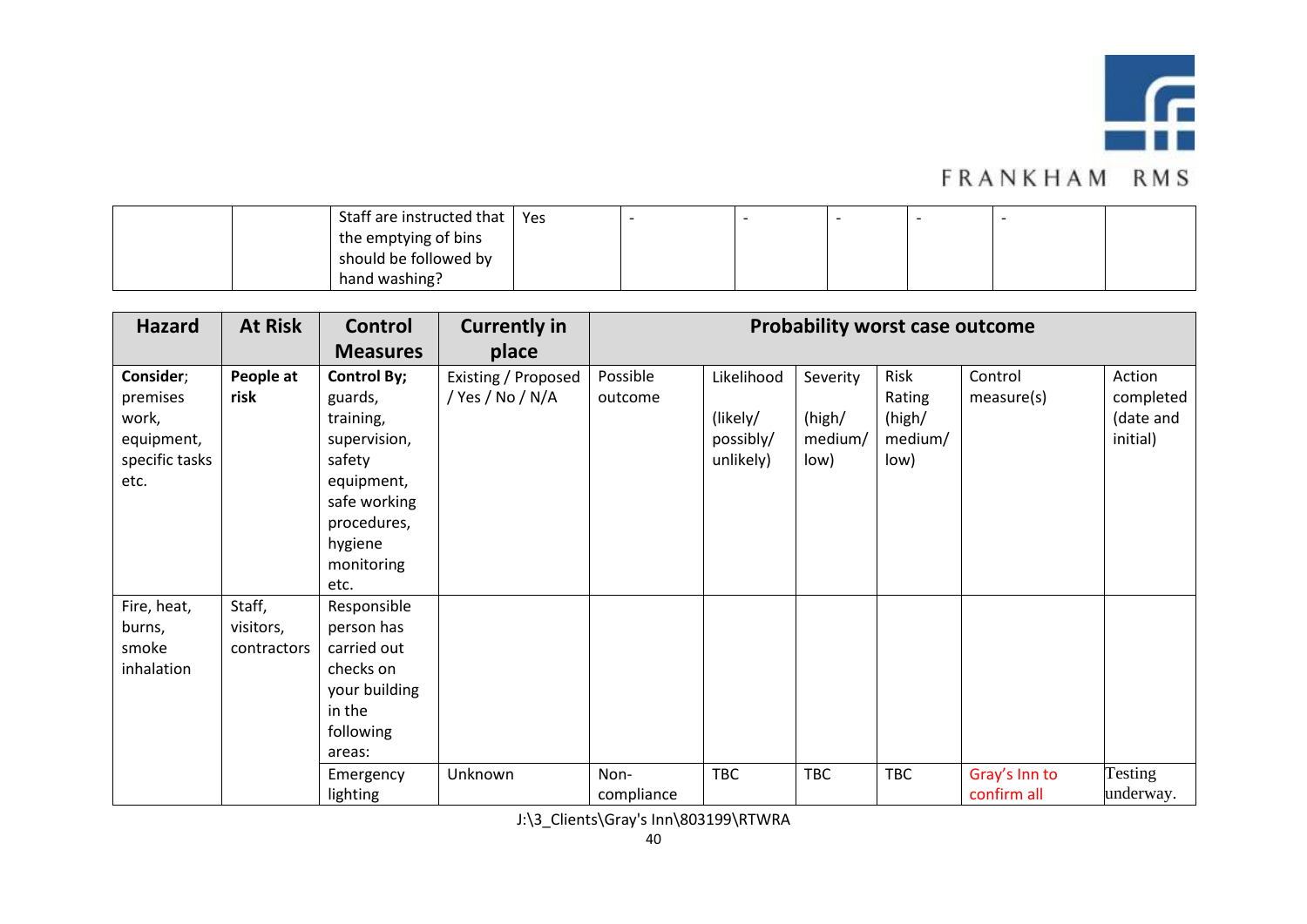| | | Staff are instructed that the emptying of bins should be followed by hand washing? | Yes | - | - | - | - | - | |
|---|---|---|---|---|---|---|---|---|---|

| Hazard | At Risk | Control Measures | Currently in place | Probability worst case outcome | | | | | |
|---|---|---|---|---|---|---|---|---|---|
| **Consider**; premises work, equipment, specific tasks etc. | **People at risk** | **Control By;** guards, training, supervision, safety equipment, safe working procedures, hygiene monitoring etc. | Existing / Proposed / Yes / No / N/A | Possible outcome | Likelihood (likely/ possibly/ unlikely) | Severity (high/ medium/ low) | Risk Rating (high/ medium/ low) | Control measure(s) | Action completed (date and initial) |
| Fire, heat, burns, smoke inhalation | Staff, visitors, contractors | Responsible person has carried out checks on your building in the following areas: | | | | | | | |
| | | Emergency lighting | Unknown | Non-compliance | TBC | TBC | TBC | Gray's Inn to confirm all | Testing underway. |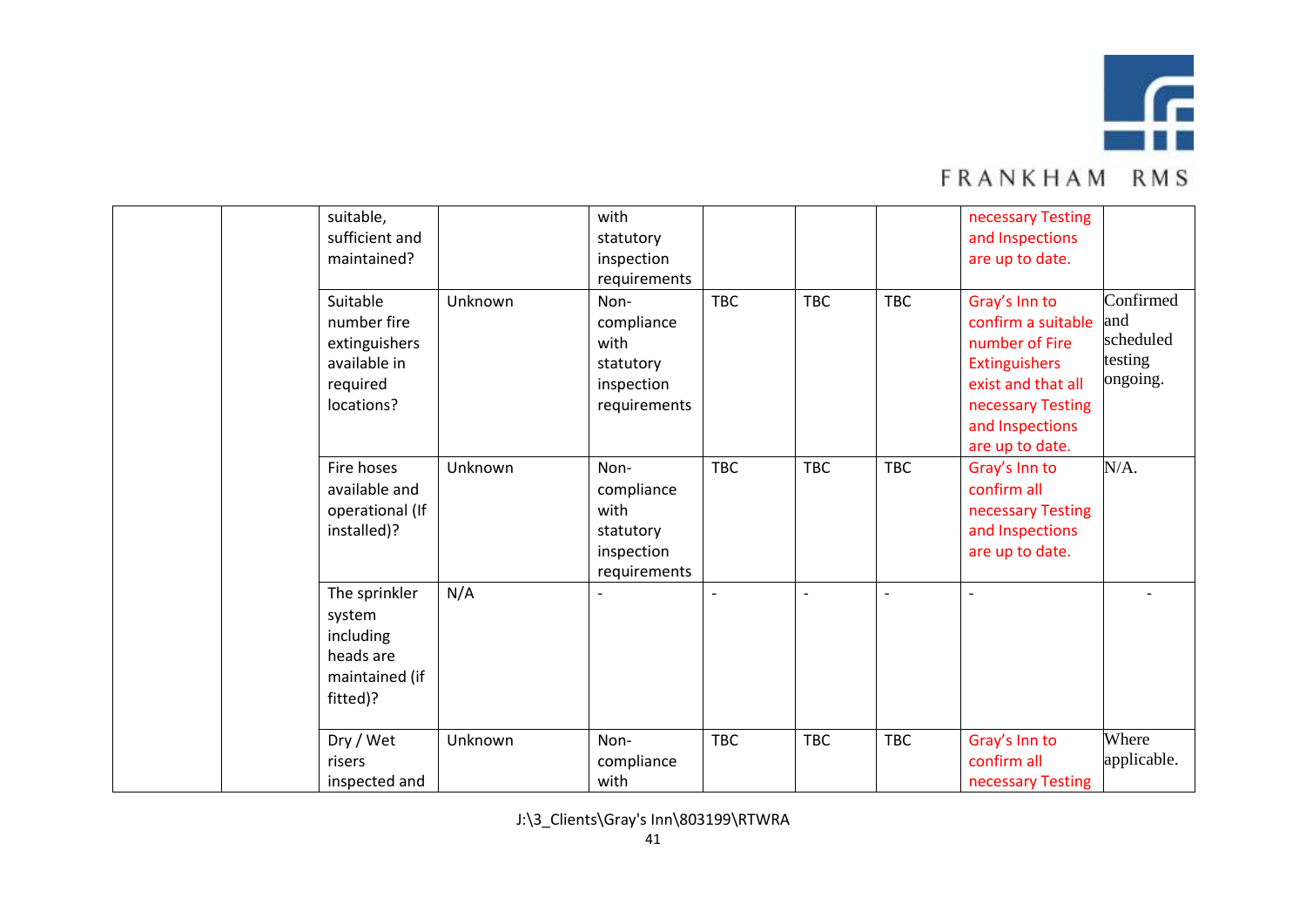| | | | | | | | | | |
|---|---|---|---|---|---|---|---|---|---|
| | | suitable, sufficient and maintained? | | with statutory inspection requirements | | | | necessary Testing and Inspections are up to date. | |
| | | Suitable number fire extinguishers available in required locations? | Unknown | Non-compliance with statutory inspection requirements | TBC | TBC | TBC | Gray's Inn to confirm a suitable number of Fire Extinguishers exist and that all necessary Testing and Inspections are up to date. | Confirmed and scheduled testing ongoing. |
| | | Fire hoses available and operational (If installed)? | Unknown | Non-compliance with statutory inspection requirements | TBC | TBC | TBC | Gray's Inn to confirm all necessary Testing and Inspections are up to date. | N/A. |
| | | The sprinkler system including heads are maintained (if fitted)? | N/A | - | - | - | - | - | - |
| | | Dry / Wet risers inspected and | Unknown | Non-compliance with | TBC | TBC | TBC | Gray's Inn to confirm all necessary Testing | Where applicable. |

J:\3_Clients\Gray's Inn\803199\RTWRA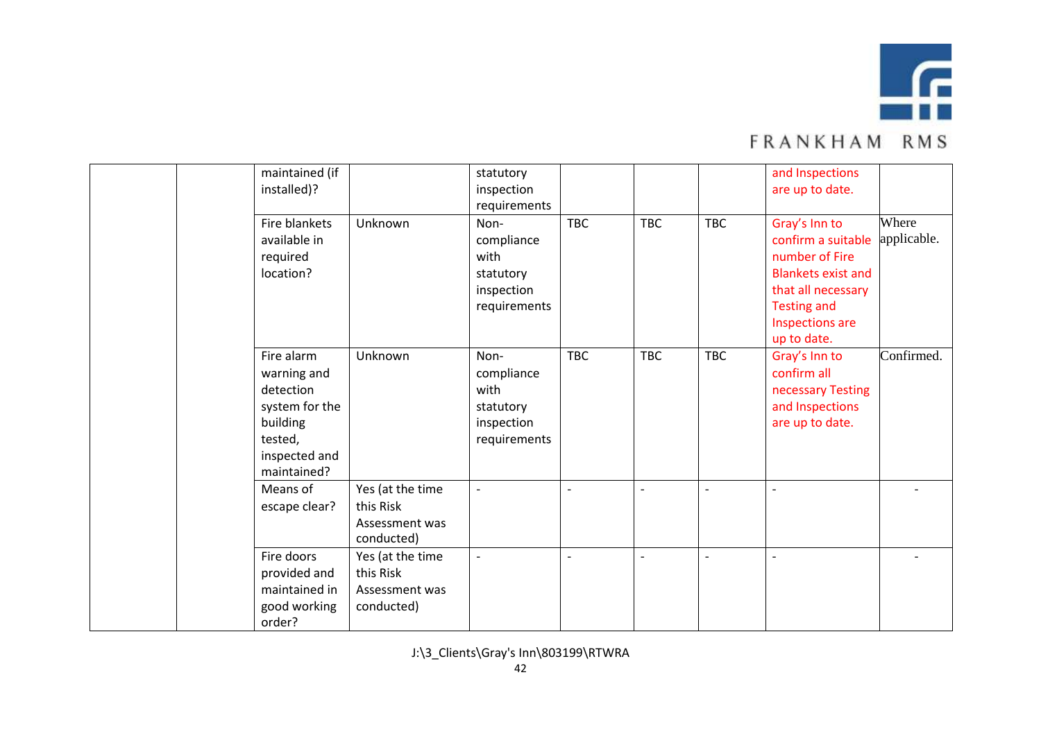|  |  | maintained (if installed)? |  | statutory inspection requirements |  |  |  | and Inspections are up to date. |  |
|---|---|---|---|---|---|---|---|---|---|
|  |  | Fire blankets available in required location? | Unknown | Non-compliance with statutory inspection requirements | TBC | TBC | TBC | Gray's Inn to confirm a suitable number of Fire Blankets exist and that all necessary Testing and Inspections are up to date. | Where applicable. |
|  |  | Fire alarm warning and detection system for the building tested, inspected and maintained? | Unknown | Non-compliance with statutory inspection requirements | TBC | TBC | TBC | Gray's Inn to confirm all necessary Testing and Inspections are up to date. | Confirmed. |
|  |  | Means of escape clear? | Yes (at the time this Risk Assessment was conducted) | - | - | - | - | - | - |
|  |  | Fire doors provided and maintained in good working order? | Yes (at the time this Risk Assessment was conducted) | - | - | - | - | - | - |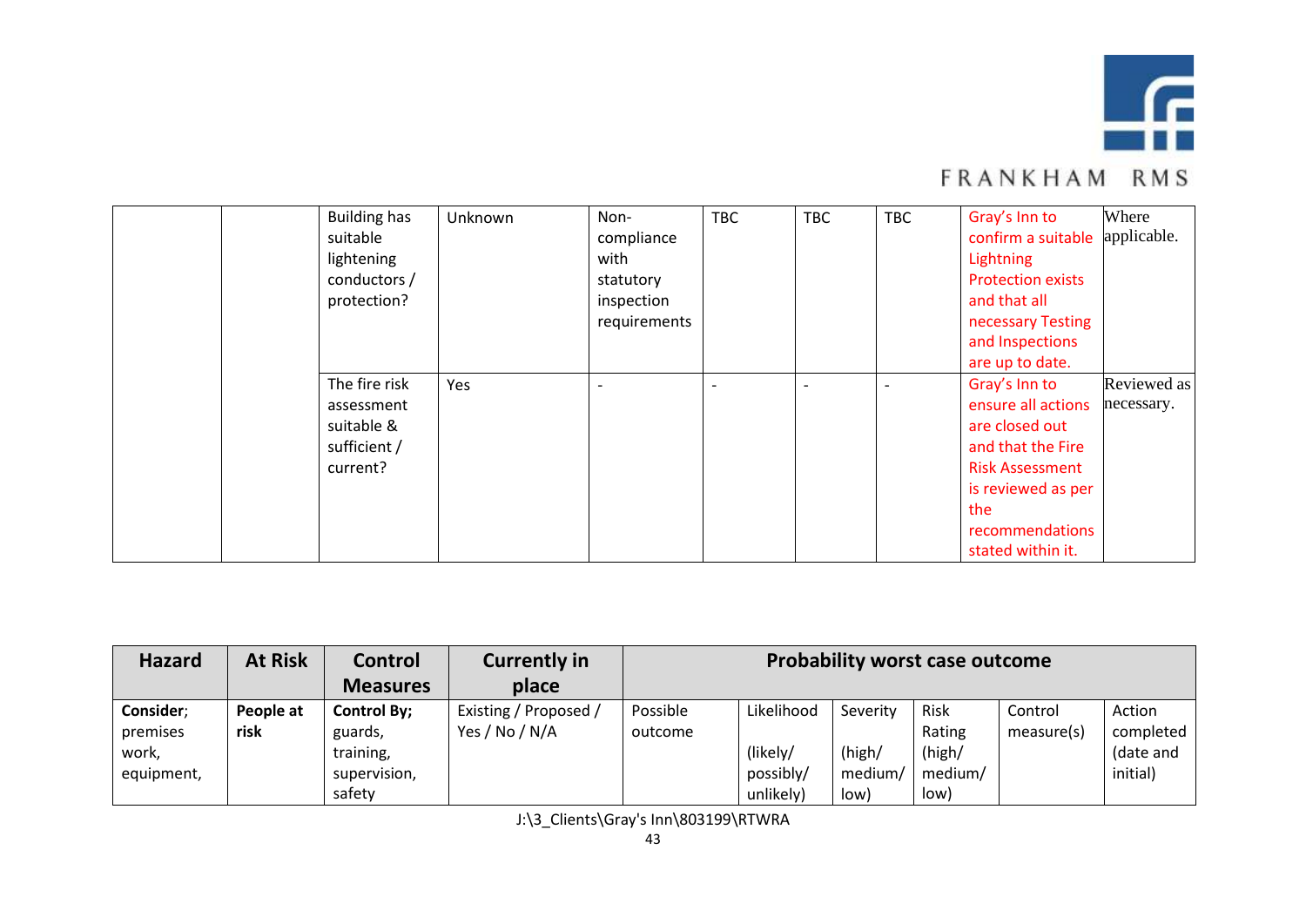| | | | | | | | | | |
|---|---|---|---|---|---|---|---|---|---|
| | | Building has suitable lightening conductors / protection? | Unknown | Non-compliance with statutory inspection requirements | TBC | TBC | TBC | Gray's Inn to confirm a suitable Lightning Protection exists and that all necessary Testing and Inspections are up to date. | Where applicable. |
| | | The fire risk assessment suitable & sufficient / current? | Yes | - | - | - | - | Gray's Inn to ensure all actions are closed out and that the Fire Risk Assessment is reviewed as per the recommendations stated within it. | Reviewed as necessary. |

| Hazard | At Risk | Control Measures | Currently in place | Probability worst case outcome | | | | | |
|---|---|---|---|---|---|---|---|---|---|
| **Consider**; premises work, equipment, | **People at risk** | **Control By;** guards, training, supervision, safety | Existing / Proposed / Yes / No / N/A | Possible outcome | Likelihood (likely/ possibly/ unlikely) | Severity (high/ medium/ low) | Risk Rating (high/ medium/ low) | Control measure(s) | Action completed (date and initial) |

J:\3_Clients\Gray's Inn\803199\RTWRA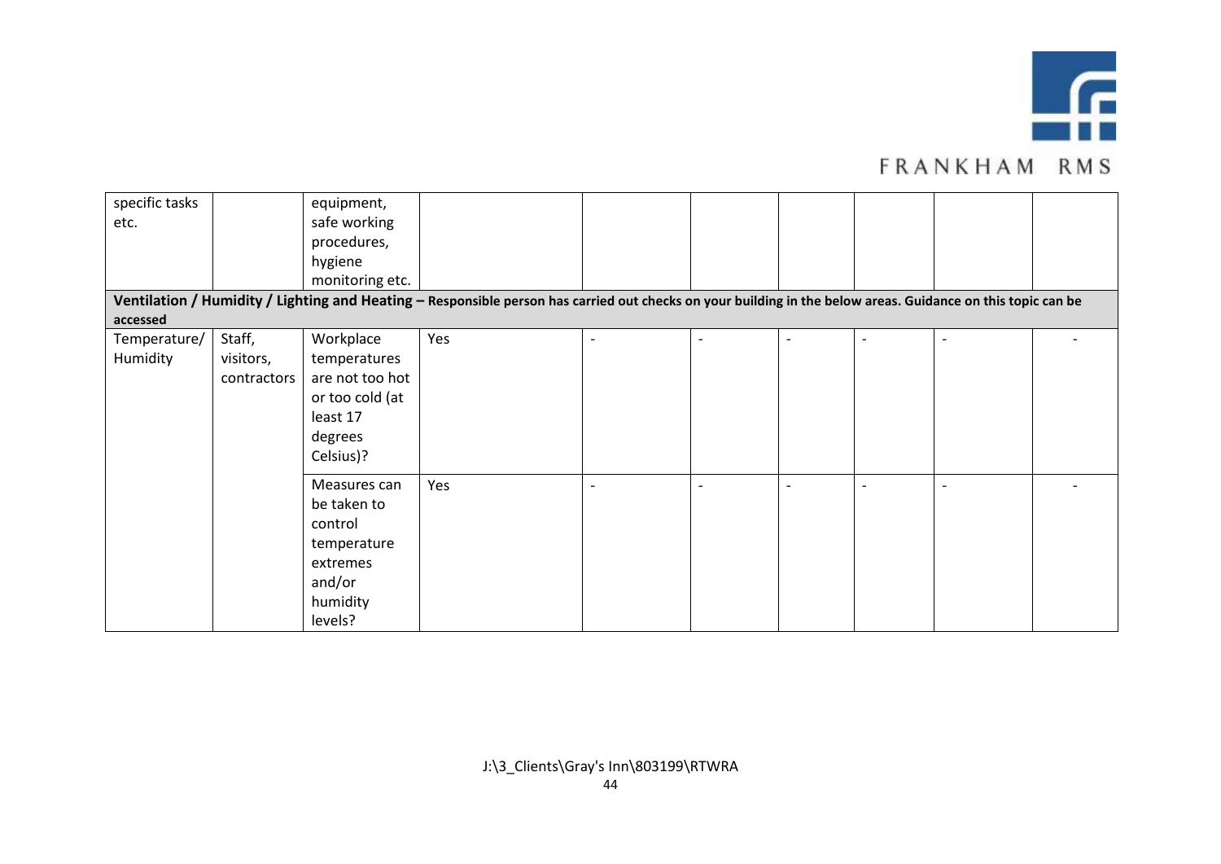| | | | | | | | | | |
|---|---|---|---|---|---|---|---|---|---|
| specific tasks etc. | | equipment, safe working procedures, hygiene monitoring etc. | | | | | | | |
| **Ventilation / Humidity / Lighting and Heating – Responsible person has carried out checks on your building in the below areas. Guidance on this topic can be accessed** | | | | | | | | | |
| Temperature/ Humidity | Staff, visitors, contractors | Workplace temperatures are not too hot or too cold (at least 17 degrees Celsius)? | Yes | - | - | - | - | - | - |
| | | Measures can be taken to control temperature extremes and/or humidity levels? | Yes | - | - | - | - | - | - |

J:\3_Clients\Gray's Inn\803199\RTWRA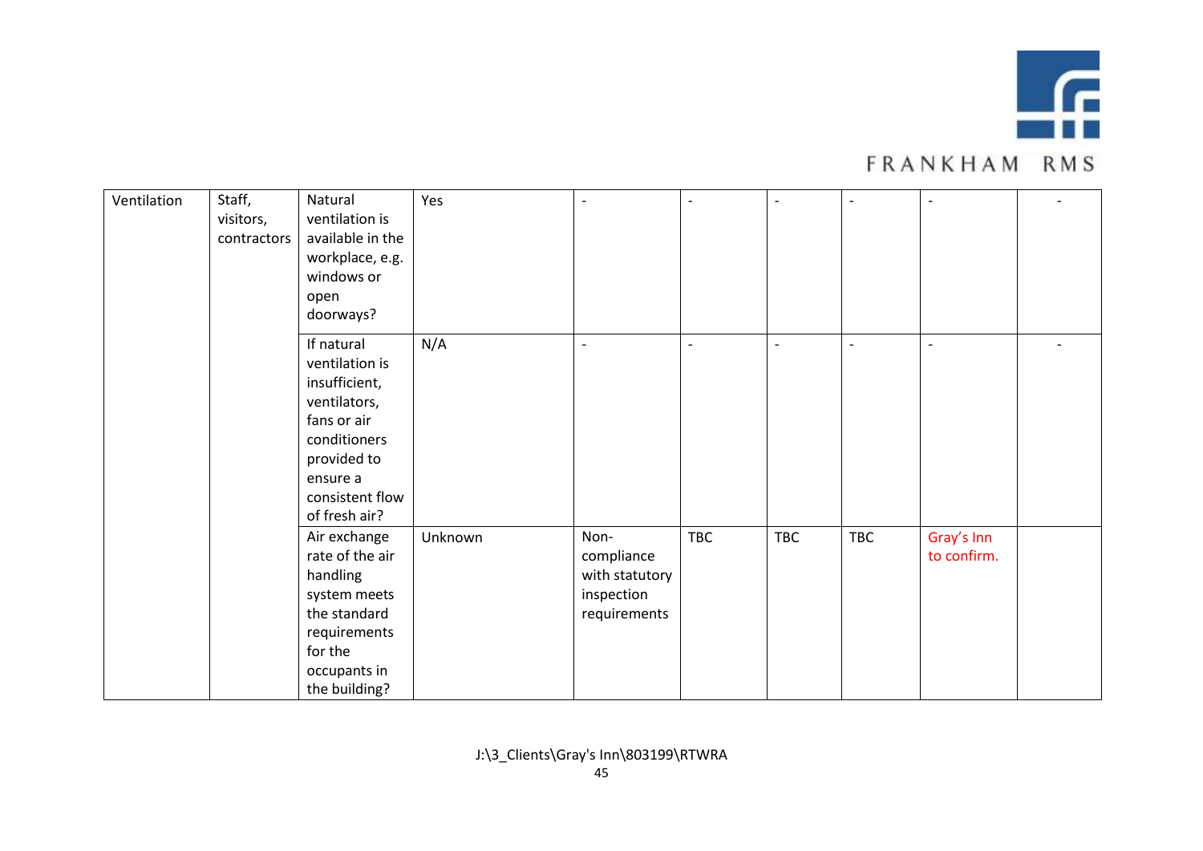| Ventilation | Staff, visitors, contractors | Natural ventilation is available in the workplace, e.g. windows or open doorways? | Yes | - | - | - | - | - | - |
|---|---|---|---|---|---|---|---|---|---|
| | | If natural ventilation is insufficient, ventilators, fans or air conditioners provided to ensure a consistent flow of fresh air? | N/A | - | - | - | - | - | - |
| | | Air exchange rate of the air handling system meets the standard requirements for the occupants in the building? | Unknown | Non-compliance with statutory inspection requirements | TBC | TBC | TBC | Gray's Inn to confirm. | |

J:\3_Clients\Gray's Inn\803199\RTWRA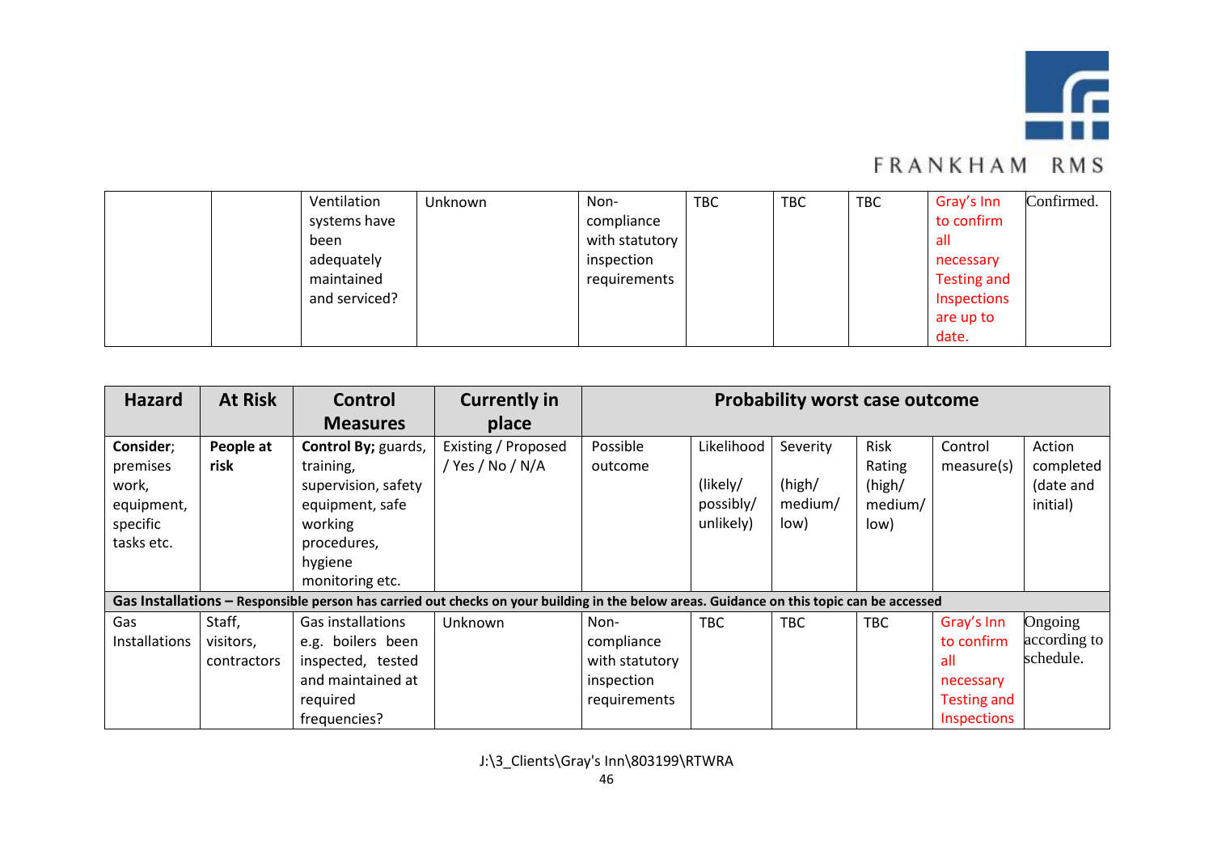| | | Ventilation systems have been adequately maintained and serviced? | Unknown | Non-compliance with statutory inspection requirements | TBC | TBC | TBC | Gray's Inn to confirm all necessary Testing and Inspections are up to date. | Confirmed. |
|---|---|---|---|---|---|---|---|---|---|

| Hazard | At Risk | Control Measures | Currently in place | Probability worst case outcome | | | | | |
|---|---|---|---|---|---|---|---|---|---|
| **Consider**; premises work, equipment, specific tasks etc. | **People at risk** | **Control By;** guards, training, supervision, safety equipment, safe working procedures, hygiene monitoring etc. | Existing / Proposed / Yes / No / N/A | Possible outcome | Likelihood (likely/ possibly/ unlikely) | Severity (high/ medium/ low) | Risk Rating (high/ medium/ low) | Control measure(s) | Action completed (date and initial) |
| **Gas Installations – Responsible person has carried out checks on your building in the below areas. Guidance on this topic can be accessed** | | | | | | | | | |
| Gas Installations | Staff, visitors, contractors | Gas installations e.g. boilers been inspected, tested and maintained at required frequencies? | Unknown | Non-compliance with statutory inspection requirements | TBC | TBC | TBC | Gray's Inn to confirm all necessary Testing and Inspections | Ongoing according to schedule. |

J:\3_Clients\Gray's Inn\803199\RTWRA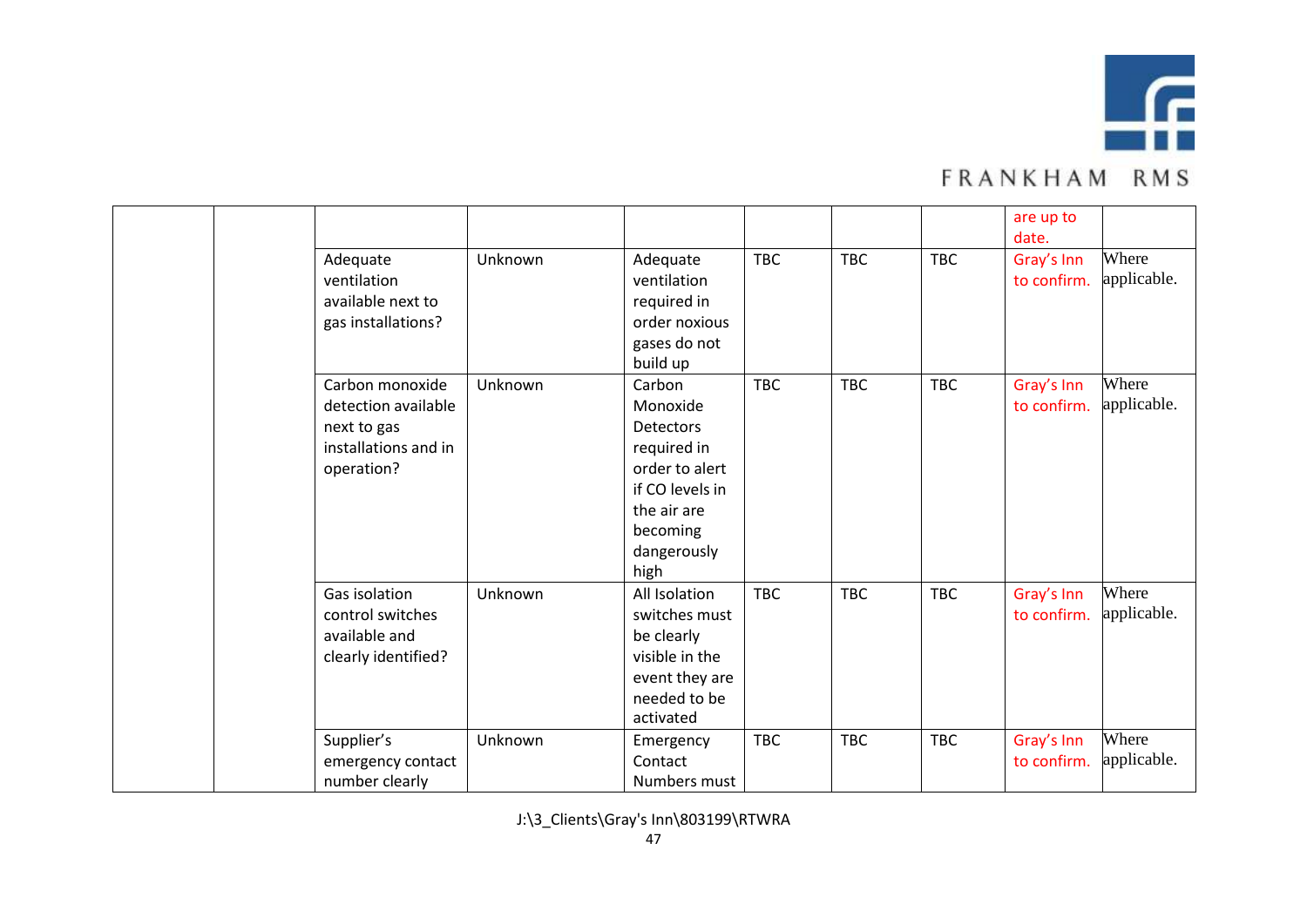| | | | | | | | | | |
|---|---|---|---|---|---|---|---|---|---|
| | | | | | | | | are up to date. | |
| | | Adequate ventilation available next to gas installations? | Unknown | Adequate ventilation required in order noxious gases do not build up | TBC | TBC | TBC | Gray's Inn to confirm. | Where applicable. |
| | | Carbon monoxide detection available next to gas installations and in operation? | Unknown | Carbon Monoxide Detectors required in order to alert if CO levels in the air are becoming dangerously high | TBC | TBC | TBC | Gray's Inn to confirm. | Where applicable. |
| | | Gas isolation control switches available and clearly identified? | Unknown | All Isolation switches must be clearly visible in the event they are needed to be activated | TBC | TBC | TBC | Gray's Inn to confirm. | Where applicable. |
| | | Supplier's emergency contact number clearly | Unknown | Emergency Contact Numbers must | TBC | TBC | TBC | Gray's Inn to confirm. | Where applicable. |

J:\3_Clients\Gray's Inn\803199\RTWRA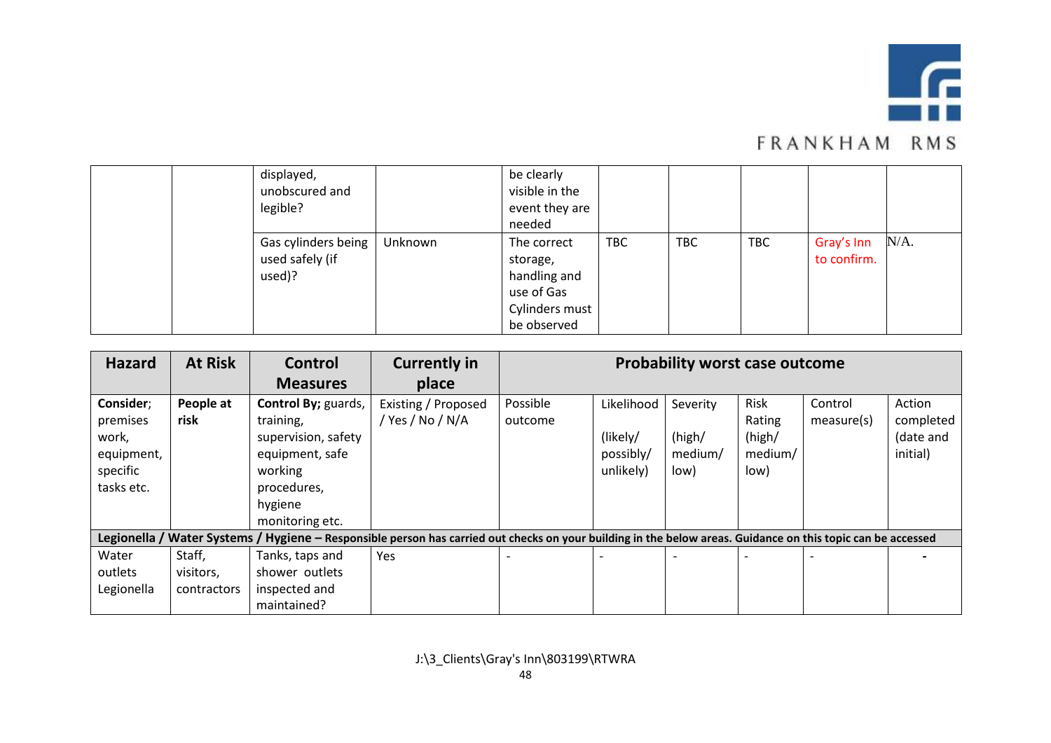| | | displayed, unobscured and legible? | | be clearly visible in the event they are needed | | | | | |
|---|---|---|---|---|---|---|---|---|---|
| | | Gas cylinders being used safely (if used)? | Unknown | The correct storage, handling and use of Gas Cylinders must be observed | TBC | TBC | TBC | Gray's Inn to confirm. | N/A. |

| Hazard | At Risk | Control Measures | Currently in place | Probability worst case outcome | | | | | |
|---|---|---|---|---|---|---|---|---|---|
| **Consider**; premises work, equipment, specific tasks etc. | **People at risk** | **Control By;** guards, training, supervision, safety equipment, safe working procedures, hygiene monitoring etc. | Existing / Proposed / Yes / No / N/A | Possible outcome | Likelihood (likely/ possibly/ unlikely) | Severity (high/ medium/ low) | Risk Rating (high/ medium/ low) | Control measure(s) | Action completed (date and initial) |
| **Legionella / Water Systems / Hygiene – Responsible person has carried out checks on your building in the below areas. Guidance on this topic can be accessed** | | | | | | | | | |
| Water outlets Legionella | Staff, visitors, contractors | Tanks, taps and shower outlets inspected and maintained? | Yes | - | - | - | - | - | - |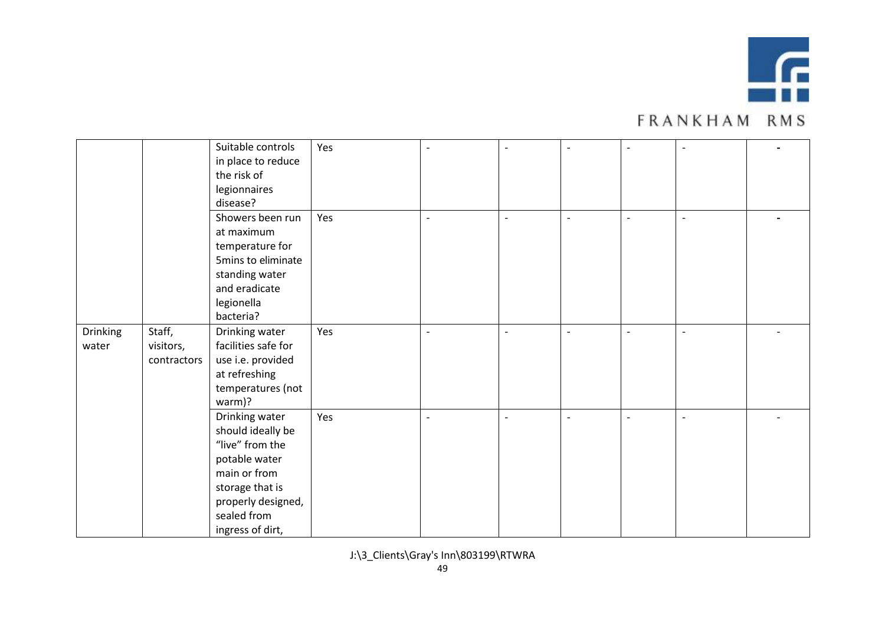| | | | | | | | | | |
|---|---|---|---|---|---|---|---|---|---|
| | | Suitable controls in place to reduce the risk of legionnaires disease? | Yes | - | - | - | - | - | - |
| | | Showers been run at maximum temperature for 5mins to eliminate standing water and eradicate legionella bacteria? | Yes | - | - | - | - | - | - |
| Drinking water | Staff, visitors, contractors | Drinking water facilities safe for use i.e. provided at refreshing temperatures (not warm)? | Yes | - | - | - | - | - | - |
| | | Drinking water should ideally be "live" from the potable water main or from storage that is properly designed, sealed from ingress of dirt, | Yes | - | - | - | - | - | - |

J:\3_Clients\Gray's Inn\803199\RTWRA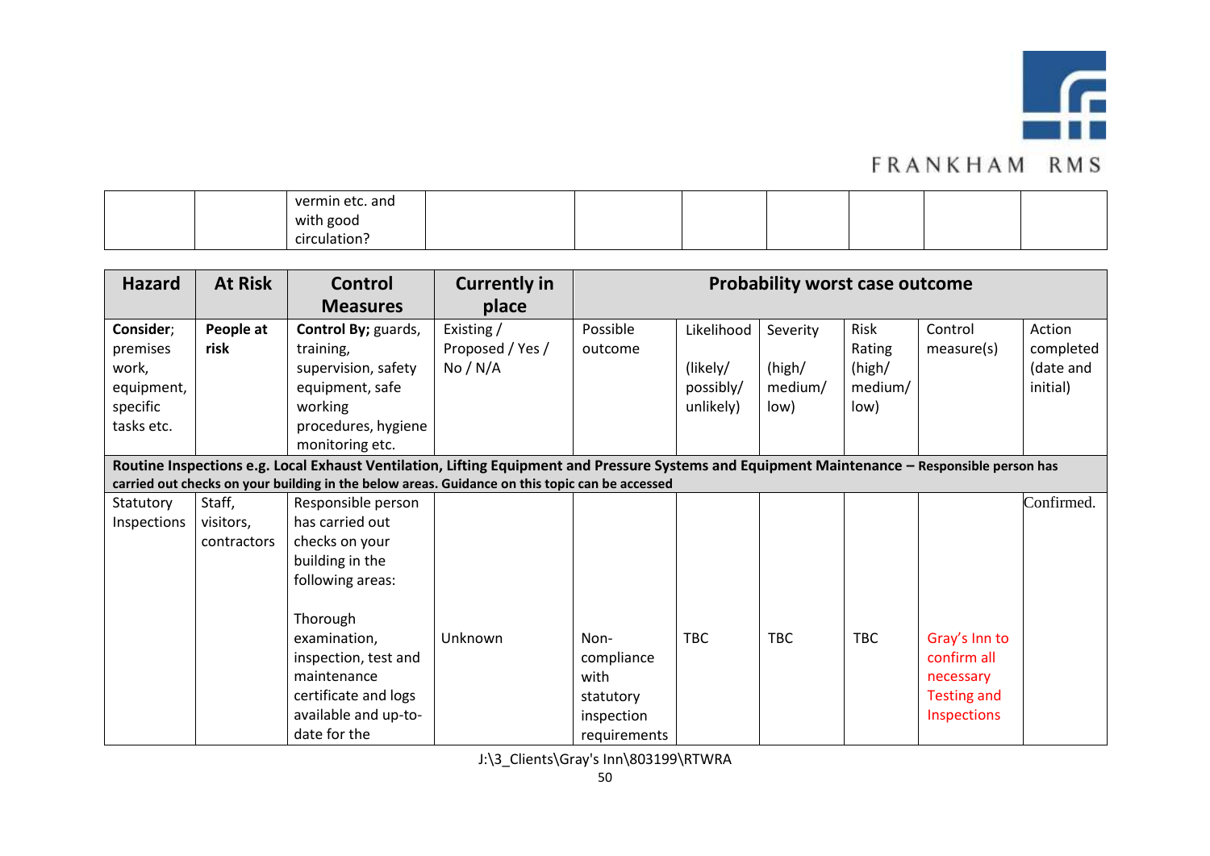| | | vermin etc. and with good circulation? | | | | | | | |
|---|---|---|---|---|---|---|---|---|---|

| Hazard | At Risk | Control Measures | Currently in place | Probability worst case outcome | | | | | |
|---|---|---|---|---|---|---|---|---|---|
| **Consider**; premises work, equipment, specific tasks etc. | **People at risk** | **Control By;** guards, training, supervision, safety equipment, safe working procedures, hygiene monitoring etc. | Existing / Proposed / Yes / No / N/A | Possible outcome | Likelihood (likely/ possibly/ unlikely) | Severity (high/ medium/ low) | Risk Rating (high/ medium/ low) | Control measure(s) | Action completed (date and initial) |
| **Routine Inspections e.g. Local Exhaust Ventilation, Lifting Equipment and Pressure Systems and Equipment Maintenance – Responsible person has carried out checks on your building in the below areas. Guidance on this topic can be accessed** | | | | | | | | | |
| Statutory Inspections | Staff, visitors, contractors | Responsible person has carried out checks on your building in the following areas:<br><br>Thorough examination, inspection, test and maintenance certificate and logs available and up-to-date for the | Unknown | Non-compliance with statutory inspection requirements | TBC | TBC | TBC | Gray's Inn to confirm all necessary Testing and Inspections | Confirmed. |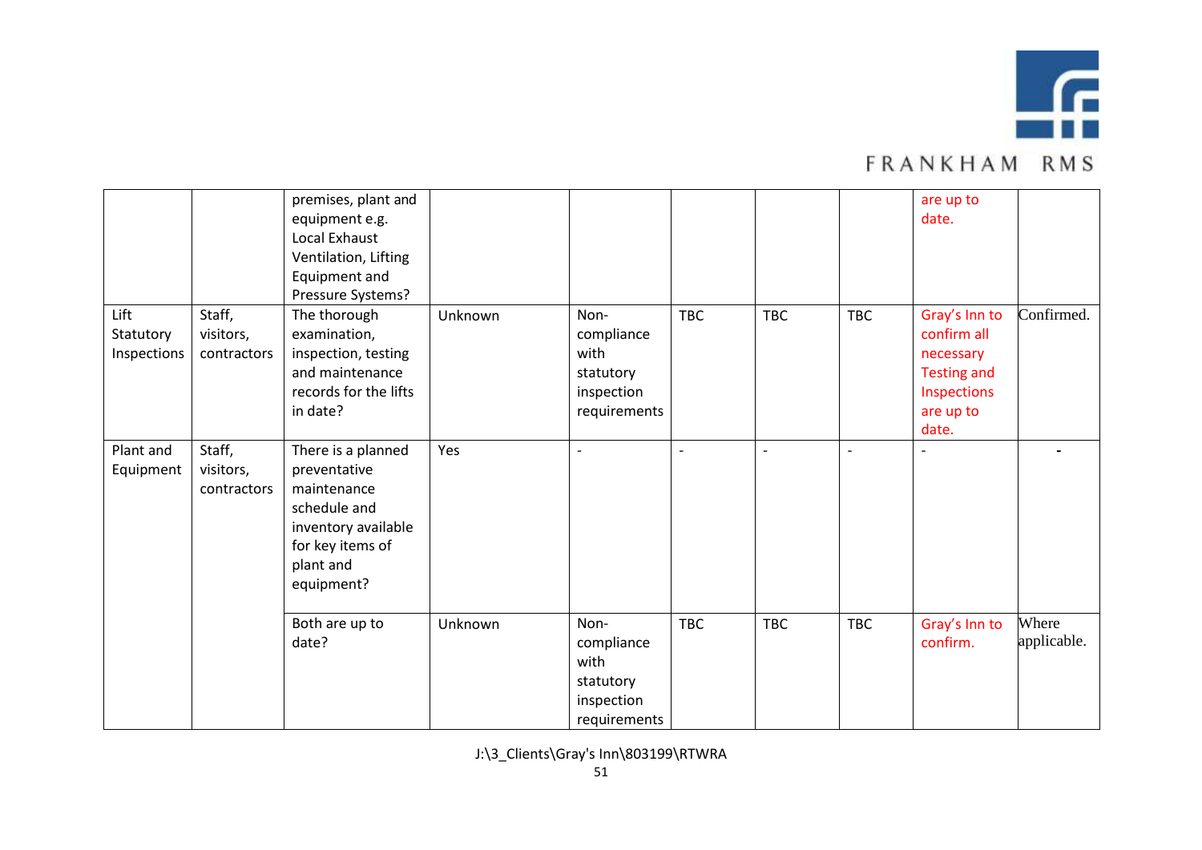| | | | | | | | | | |
|---|---|---|---|---|---|---|---|---|---|
| | | premises, plant and equipment e.g. Local Exhaust Ventilation, Lifting Equipment and Pressure Systems? | | | | | | are up to date. | |
| Lift Statutory Inspections | Staff, visitors, contractors | The thorough examination, inspection, testing and maintenance records for the lifts in date? | Unknown | Non-compliance with statutory inspection requirements | TBC | TBC | TBC | Gray's Inn to confirm all necessary Testing and Inspections are up to date. | Confirmed. |
| Plant and Equipment | Staff, visitors, contractors | There is a planned preventative maintenance schedule and inventory available for key items of plant and equipment? | Yes | - | - | - | - | - | - |
| | | Both are up to date? | Unknown | Non-compliance with statutory inspection requirements | TBC | TBC | TBC | Gray's Inn to confirm. | Where applicable. |

J:\3_Clients\Gray's Inn\803199\RTWRA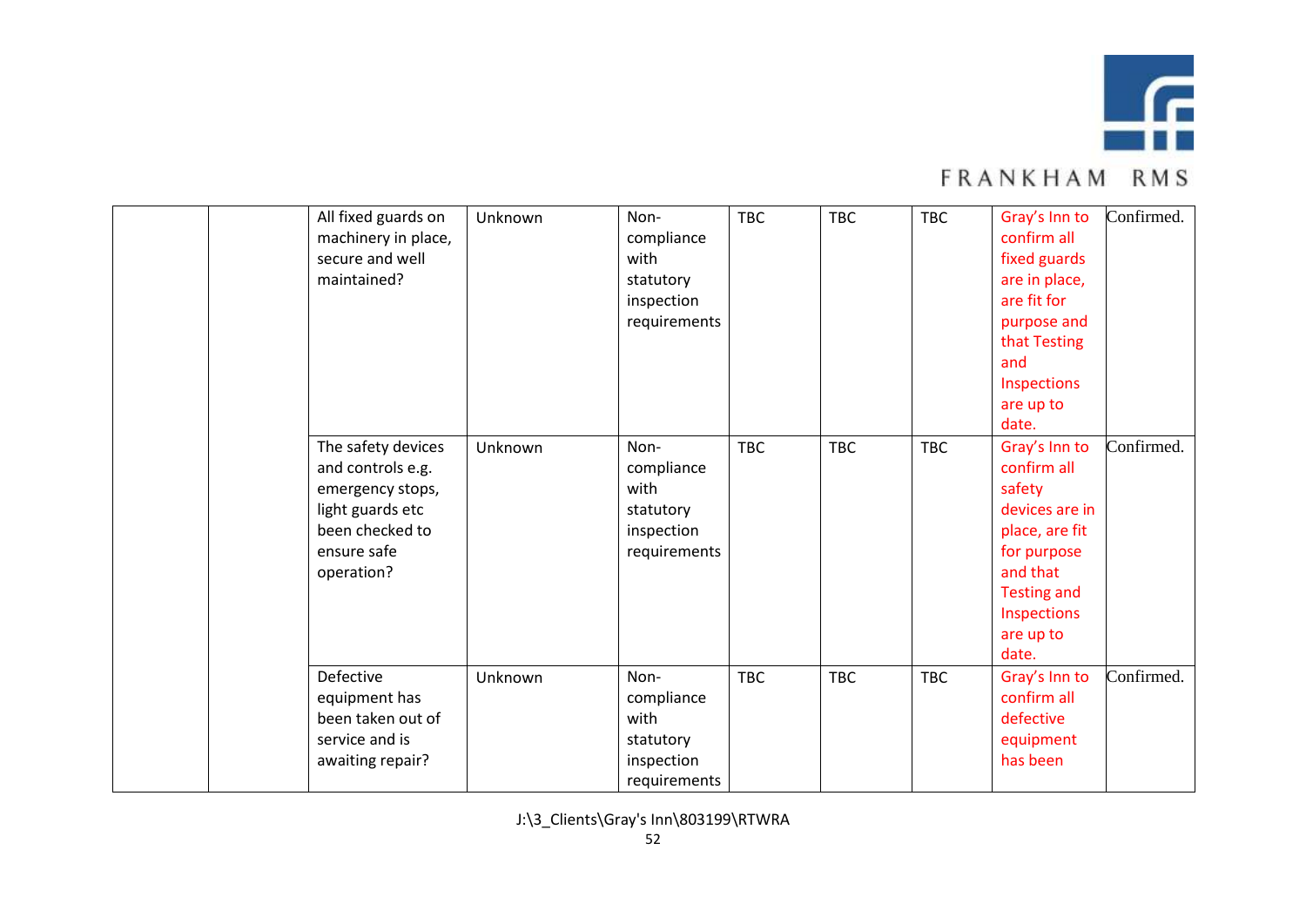| | | | | | | | | |
|---|---|---|---|---|---|---|---|---|
| | | All fixed guards on machinery in place, secure and well maintained? | Unknown | Non-compliance with statutory inspection requirements | TBC | TBC | TBC | Gray's Inn to confirm all fixed guards are in place, are fit for purpose and that Testing and Inspections are up to date. | Confirmed. |
| | | The safety devices and controls e.g. emergency stops, light guards etc been checked to ensure safe operation? | Unknown | Non-compliance with statutory inspection requirements | TBC | TBC | TBC | Gray's Inn to confirm all safety devices are in place, are fit for purpose and that Testing and Inspections are up to date. | Confirmed. |
| | | Defective equipment has been taken out of service and is awaiting repair? | Unknown | Non-compliance with statutory inspection requirements | TBC | TBC | TBC | Gray's Inn to confirm all defective equipment has been | Confirmed. |

J:\3_Clients\Gray's Inn\803199\RTWRA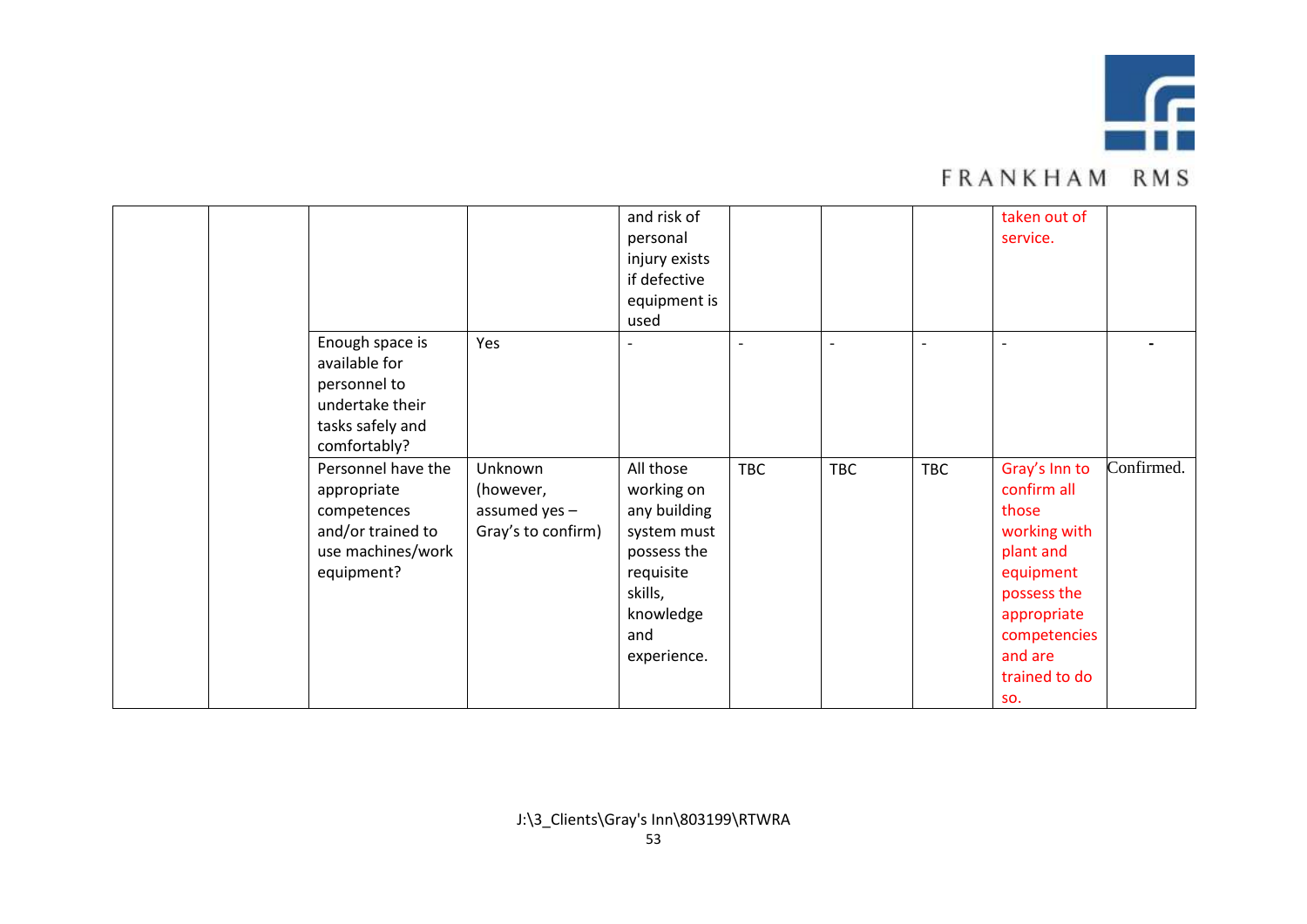| | | | | | | | | | |
|---|---|---|---|---|---|---|---|---|---|
| | | | | and risk of personal injury exists if defective equipment is used | | | | taken out of service. | |
| | | Enough space is available for personnel to undertake their tasks safely and comfortably? | Yes | - | - | - | - | - | - |
| | | Personnel have the appropriate competences and/or trained to use machines/work equipment? | Unknown (however, assumed yes – Gray's to confirm) | All those working on any building system must possess the requisite skills, knowledge and experience. | TBC | TBC | TBC | Gray's Inn to confirm all those working with plant and equipment possess the appropriate competencies and are trained to do so. | Confirmed. |

J:\3_Clients\Gray's Inn\803199\RTWRA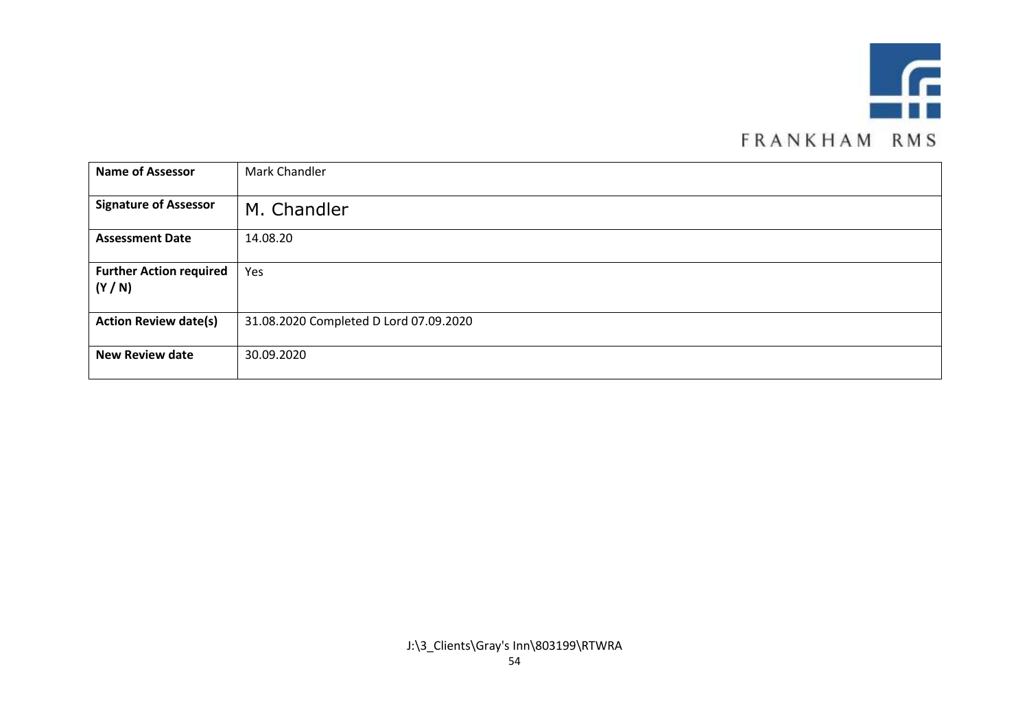FRANKHAM RMS

| | |
|---|---|
| **Name of Assessor** | Mark Chandler |
| **Signature of Assessor** | M. Chandler |
| **Assessment Date** | 14.08.20 |
| **Further Action required (Y / N)** | Yes |
| **Action Review date(s)** | 31.08.2020 Completed D Lord 07.09.2020 |
| **New Review date** | 30.09.2020 |

J:\3_Clients\Gray's Inn\803199\RTWRA